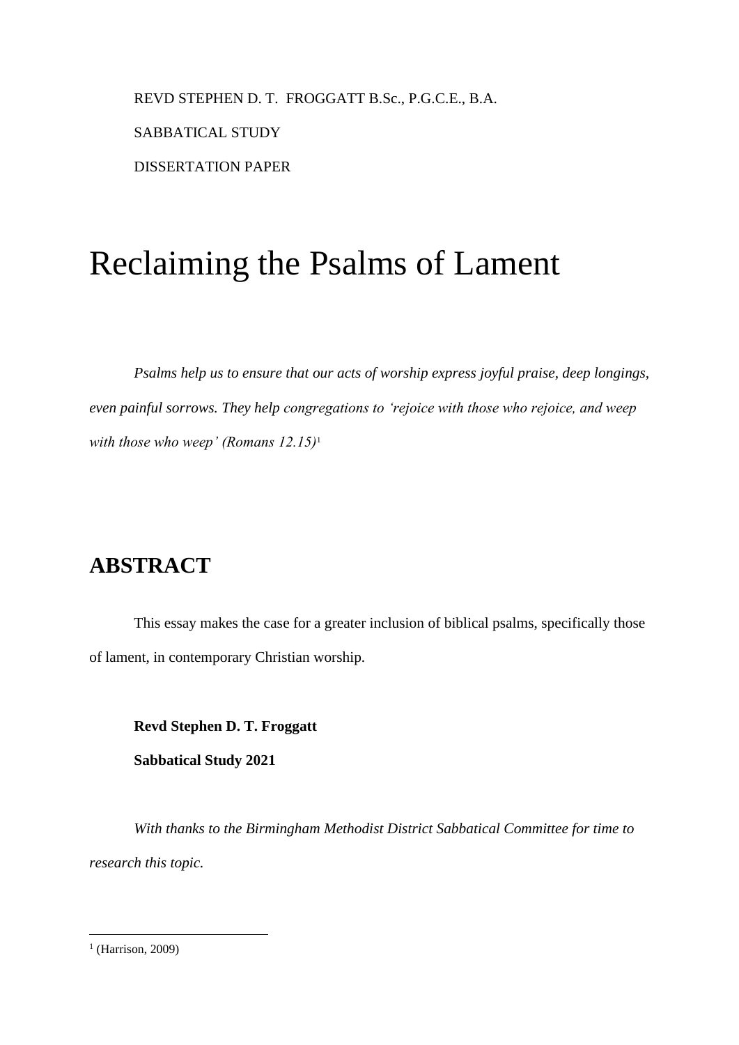REVD STEPHEN D. T. FROGGATT B.Sc., P.G.C.E., B.A.

SABBATICAL STUDY

DISSERTATION PAPER

# Reclaiming the Psalms of Lament

*Psalms help us to ensure that our acts of worship express joyful praise, deep longings, even painful sorrows. They help congregations to 'rejoice with those who rejoice, and weep with those who weep' (Romans 12.15)*[1]

## ABSTRACT

This essay makes the case for a greater inclusion of biblical psalms, specifically those of lament, in contemporary Christian worship.

**Revd Stephen D. T. Froggatt**

**Sabbatical Study 2021**

*With thanks to the Birmingham Methodist District Sabbatical Committee for time to research this topic.*

---

[1] (Harrison, 2009)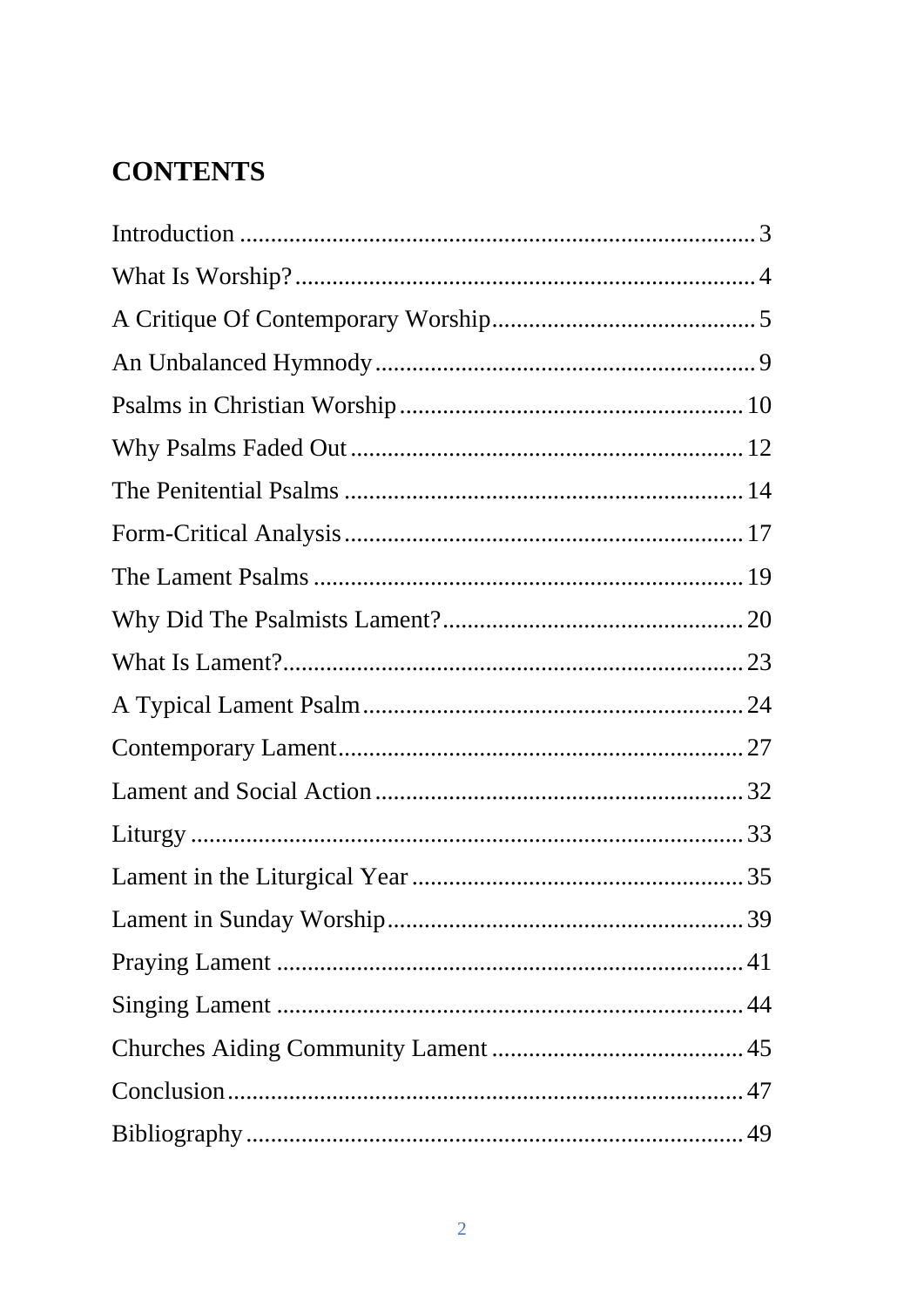# CONTENTS

| | |
|---|---|
| Introduction | 3 |
| What Is Worship? | 4 |
| A Critique Of Contemporary Worship | 5 |
| An Unbalanced Hymnody | 9 |
| Psalms in Christian Worship | 10 |
| Why Psalms Faded Out | 12 |
| The Penitential Psalms | 14 |
| Form-Critical Analysis | 17 |
| The Lament Psalms | 19 |
| Why Did The Psalmists Lament? | 20 |
| What Is Lament? | 23 |
| A Typical Lament Psalm | 24 |
| Contemporary Lament | 27 |
| Lament and Social Action | 32 |
| Liturgy | 33 |
| Lament in the Liturgical Year | 35 |
| Lament in Sunday Worship | 39 |
| Praying Lament | 41 |
| Singing Lament | 44 |
| Churches Aiding Community Lament | 45 |
| Conclusion | 47 |
| Bibliography | 49 |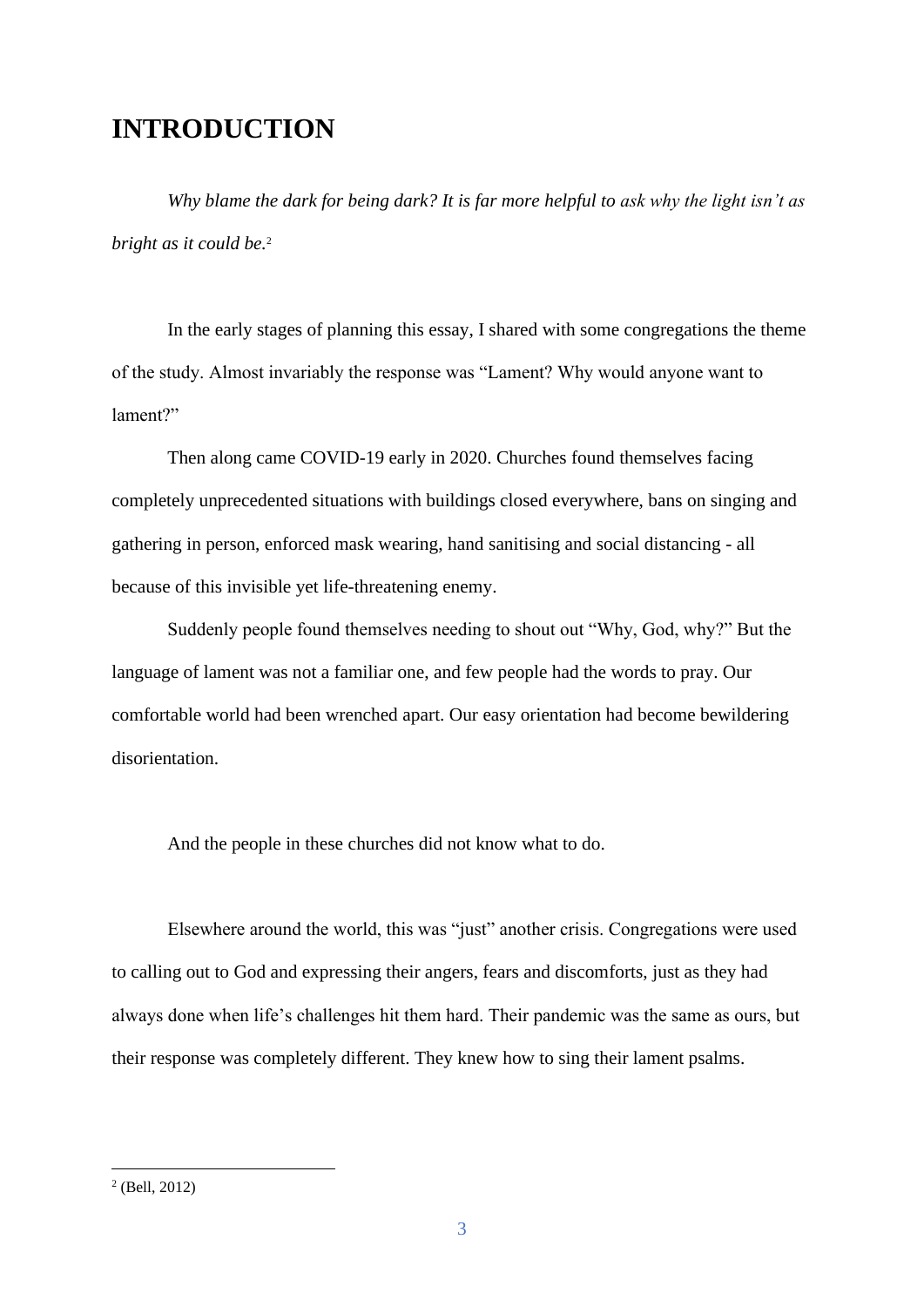# INTRODUCTION

*Why blame the dark for being dark? It is far more helpful to ask why the light isn't as bright as it could be.*[2]

In the early stages of planning this essay, I shared with some congregations the theme of the study. Almost invariably the response was "Lament? Why would anyone want to lament?"

Then along came COVID-19 early in 2020. Churches found themselves facing completely unprecedented situations with buildings closed everywhere, bans on singing and gathering in person, enforced mask wearing, hand sanitising and social distancing - all because of this invisible yet life-threatening enemy.

Suddenly people found themselves needing to shout out "Why, God, why?" But the language of lament was not a familiar one, and few people had the words to pray. Our comfortable world had been wrenched apart. Our easy orientation had become bewildering disorientation.

And the people in these churches did not know what to do.

Elsewhere around the world, this was "just" another crisis. Congregations were used to calling out to God and expressing their angers, fears and discomforts, just as they had always done when life's challenges hit them hard. Their pandemic was the same as ours, but their response was completely different. They knew how to sing their lament psalms.

---

[2] (Bell, 2012)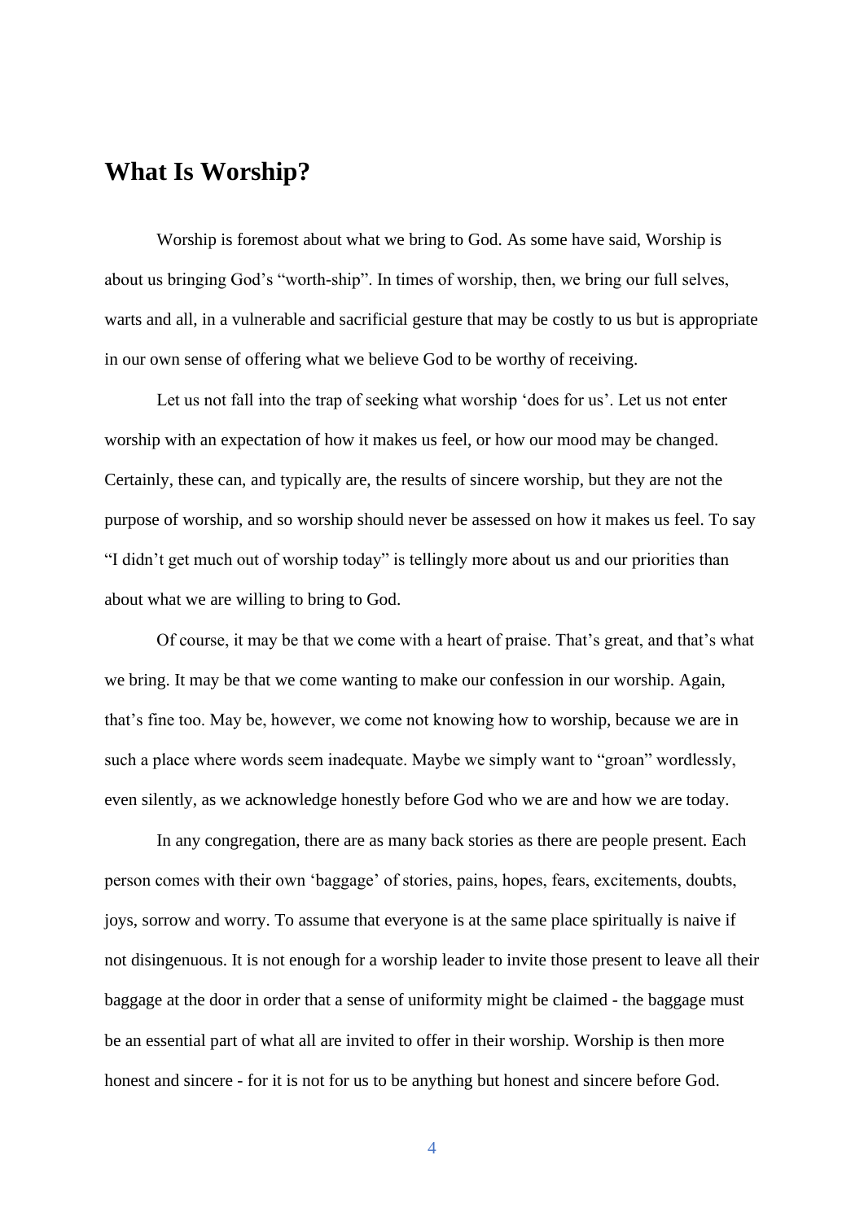# What Is Worship?

Worship is foremost about what we bring to God. As some have said, Worship is about us bringing God's "worth-ship". In times of worship, then, we bring our full selves, warts and all, in a vulnerable and sacrificial gesture that may be costly to us but is appropriate in our own sense of offering what we believe God to be worthy of receiving.

Let us not fall into the trap of seeking what worship 'does for us'. Let us not enter worship with an expectation of how it makes us feel, or how our mood may be changed. Certainly, these can, and typically are, the results of sincere worship, but they are not the purpose of worship, and so worship should never be assessed on how it makes us feel. To say "I didn't get much out of worship today" is tellingly more about us and our priorities than about what we are willing to bring to God.

Of course, it may be that we come with a heart of praise. That's great, and that's what we bring. It may be that we come wanting to make our confession in our worship. Again, that's fine too. May be, however, we come not knowing how to worship, because we are in such a place where words seem inadequate. Maybe we simply want to "groan" wordlessly, even silently, as we acknowledge honestly before God who we are and how we are today.

In any congregation, there are as many back stories as there are people present. Each person comes with their own 'baggage' of stories, pains, hopes, fears, excitements, doubts, joys, sorrow and worry. To assume that everyone is at the same place spiritually is naive if not disingenuous. It is not enough for a worship leader to invite those present to leave all their baggage at the door in order that a sense of uniformity might be claimed - the baggage must be an essential part of what all are invited to offer in their worship. Worship is then more honest and sincere - for it is not for us to be anything but honest and sincere before God.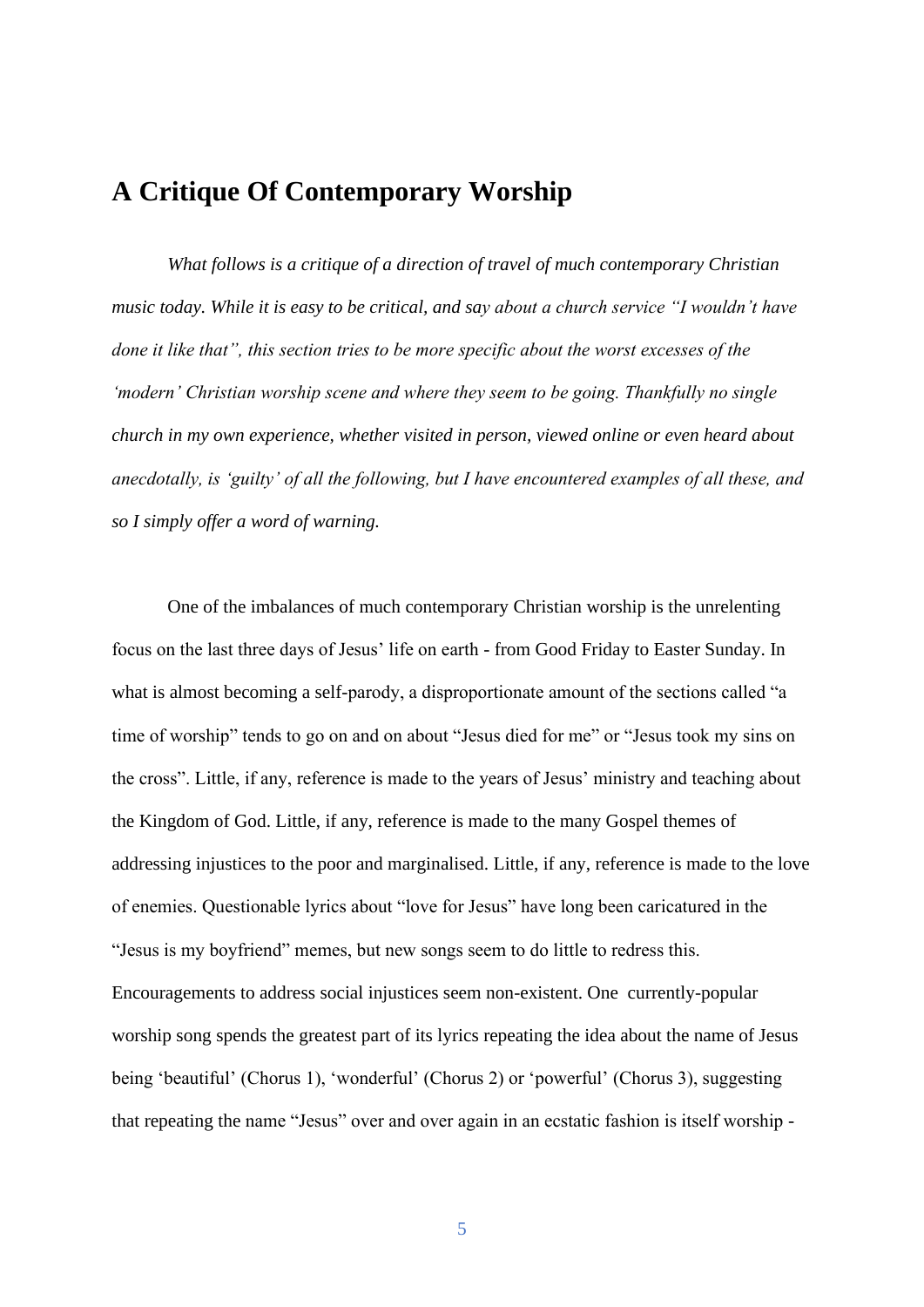## A Critique Of Contemporary Worship

*What follows is a critique of a direction of travel of much contemporary Christian music today. While it is easy to be critical, and say about a church service "I wouldn't have done it like that", this section tries to be more specific about the worst excesses of the 'modern' Christian worship scene and where they seem to be going. Thankfully no single church in my own experience, whether visited in person, viewed online or even heard about anecdotally, is 'guilty' of all the following, but I have encountered examples of all these, and so I simply offer a word of warning.*

One of the imbalances of much contemporary Christian worship is the unrelenting focus on the last three days of Jesus' life on earth - from Good Friday to Easter Sunday. In what is almost becoming a self-parody, a disproportionate amount of the sections called "a time of worship" tends to go on and on about "Jesus died for me" or "Jesus took my sins on the cross". Little, if any, reference is made to the years of Jesus' ministry and teaching about the Kingdom of God. Little, if any, reference is made to the many Gospel themes of addressing injustices to the poor and marginalised. Little, if any, reference is made to the love of enemies. Questionable lyrics about "love for Jesus" have long been caricatured in the "Jesus is my boyfriend" memes, but new songs seem to do little to redress this. Encouragements to address social injustices seem non-existent. One currently-popular worship song spends the greatest part of its lyrics repeating the idea about the name of Jesus being 'beautiful' (Chorus 1), 'wonderful' (Chorus 2) or 'powerful' (Chorus 3), suggesting that repeating the name "Jesus" over and over again in an ecstatic fashion is itself worship -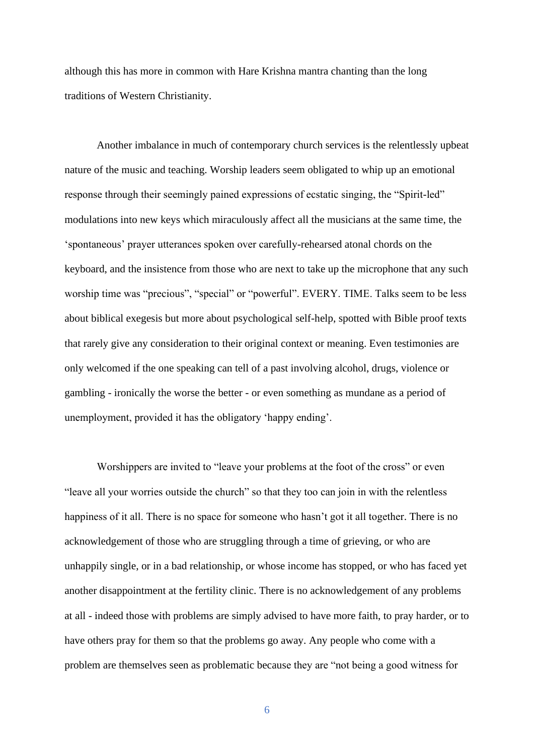although this has more in common with Hare Krishna mantra chanting than the long traditions of Western Christianity.

Another imbalance in much of contemporary church services is the relentlessly upbeat nature of the music and teaching. Worship leaders seem obligated to whip up an emotional response through their seemingly pained expressions of ecstatic singing, the "Spirit-led" modulations into new keys which miraculously affect all the musicians at the same time, the 'spontaneous' prayer utterances spoken over carefully-rehearsed atonal chords on the keyboard, and the insistence from those who are next to take up the microphone that any such worship time was "precious", "special" or "powerful". EVERY. TIME. Talks seem to be less about biblical exegesis but more about psychological self-help, spotted with Bible proof texts that rarely give any consideration to their original context or meaning. Even testimonies are only welcomed if the one speaking can tell of a past involving alcohol, drugs, violence or gambling - ironically the worse the better - or even something as mundane as a period of unemployment, provided it has the obligatory 'happy ending'.

Worshippers are invited to "leave your problems at the foot of the cross" or even "leave all your worries outside the church" so that they too can join in with the relentless happiness of it all. There is no space for someone who hasn't got it all together. There is no acknowledgement of those who are struggling through a time of grieving, or who are unhappily single, or in a bad relationship, or whose income has stopped, or who has faced yet another disappointment at the fertility clinic. There is no acknowledgement of any problems at all - indeed those with problems are simply advised to have more faith, to pray harder, or to have others pray for them so that the problems go away. Any people who come with a problem are themselves seen as problematic because they are "not being a good witness for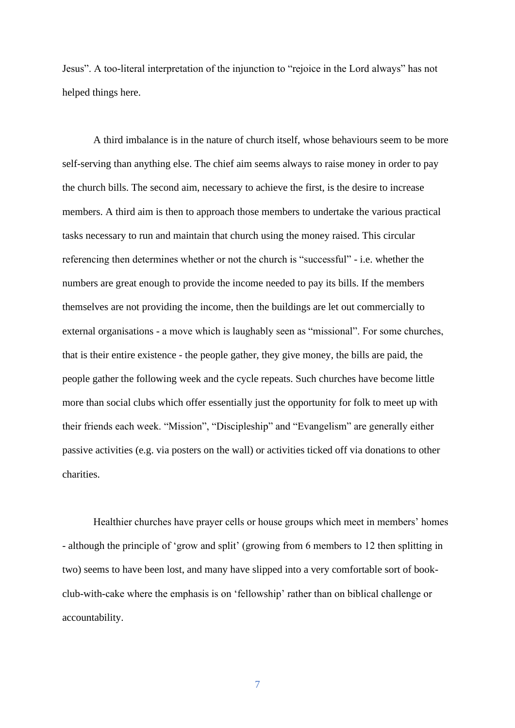Jesus”. A too-literal interpretation of the injunction to “rejoice in the Lord always” has not helped things here.

A third imbalance is in the nature of church itself, whose behaviours seem to be more self-serving than anything else. The chief aim seems always to raise money in order to pay the church bills. The second aim, necessary to achieve the first, is the desire to increase members. A third aim is then to approach those members to undertake the various practical tasks necessary to run and maintain that church using the money raised. This circular referencing then determines whether or not the church is “successful” - i.e. whether the numbers are great enough to provide the income needed to pay its bills. If the members themselves are not providing the income, then the buildings are let out commercially to external organisations - a move which is laughably seen as “missional”. For some churches, that is their entire existence - the people gather, they give money, the bills are paid, the people gather the following week and the cycle repeats. Such churches have become little more than social clubs which offer essentially just the opportunity for folk to meet up with their friends each week. “Mission”, “Discipleship” and “Evangelism” are generally either passive activities (e.g. via posters on the wall) or activities ticked off via donations to other charities.

Healthier churches have prayer cells or house groups which meet in members’ homes - although the principle of ‘grow and split’ (growing from 6 members to 12 then splitting in two) seems to have been lost, and many have slipped into a very comfortable sort of book-club-with-cake where the emphasis is on ‘fellowship’ rather than on biblical challenge or accountability.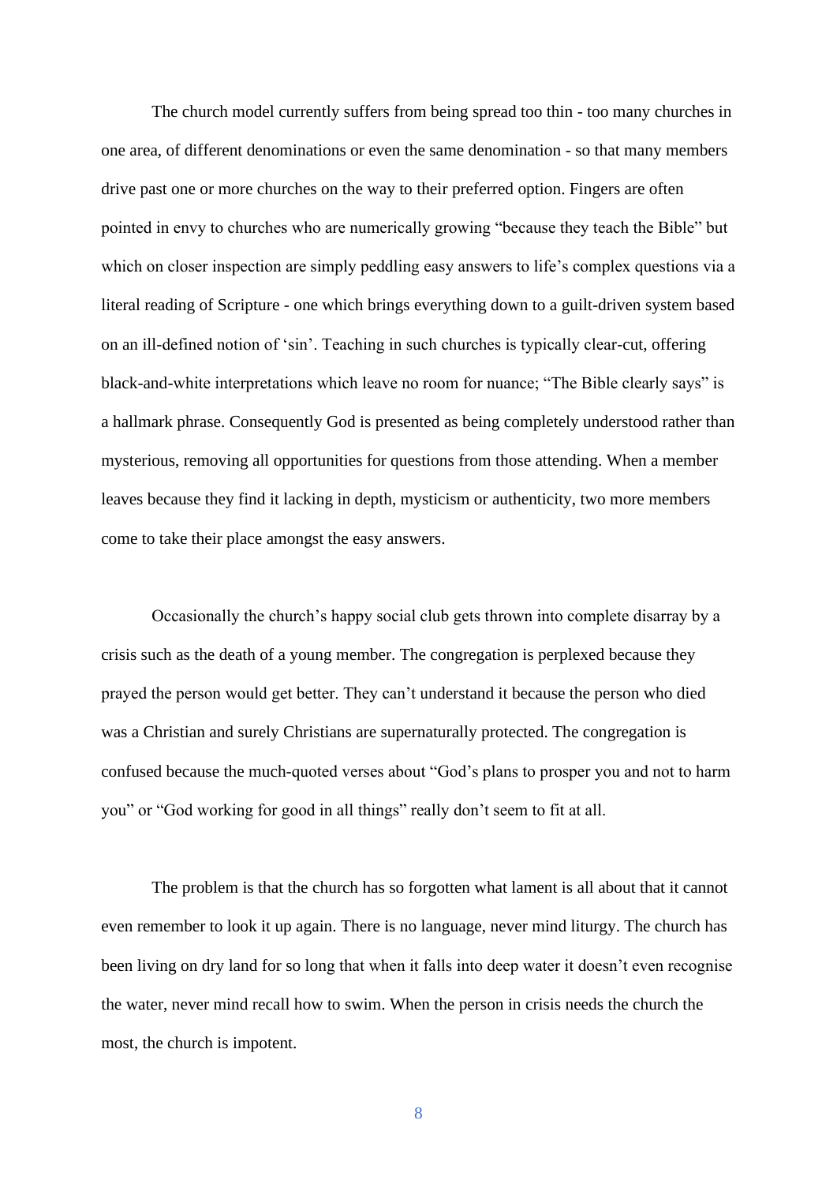The church model currently suffers from being spread too thin - too many churches in one area, of different denominations or even the same denomination - so that many members drive past one or more churches on the way to their preferred option. Fingers are often pointed in envy to churches who are numerically growing "because they teach the Bible" but which on closer inspection are simply peddling easy answers to life's complex questions via a literal reading of Scripture - one which brings everything down to a guilt-driven system based on an ill-defined notion of 'sin'. Teaching in such churches is typically clear-cut, offering black-and-white interpretations which leave no room for nuance; "The Bible clearly says" is a hallmark phrase. Consequently God is presented as being completely understood rather than mysterious, removing all opportunities for questions from those attending. When a member leaves because they find it lacking in depth, mysticism or authenticity, two more members come to take their place amongst the easy answers.

Occasionally the church's happy social club gets thrown into complete disarray by a crisis such as the death of a young member. The congregation is perplexed because they prayed the person would get better. They can't understand it because the person who died was a Christian and surely Christians are supernaturally protected. The congregation is confused because the much-quoted verses about "God's plans to prosper you and not to harm you" or "God working for good in all things" really don't seem to fit at all.

The problem is that the church has so forgotten what lament is all about that it cannot even remember to look it up again. There is no language, never mind liturgy. The church has been living on dry land for so long that when it falls into deep water it doesn't even recognise the water, never mind recall how to swim. When the person in crisis needs the church the most, the church is impotent.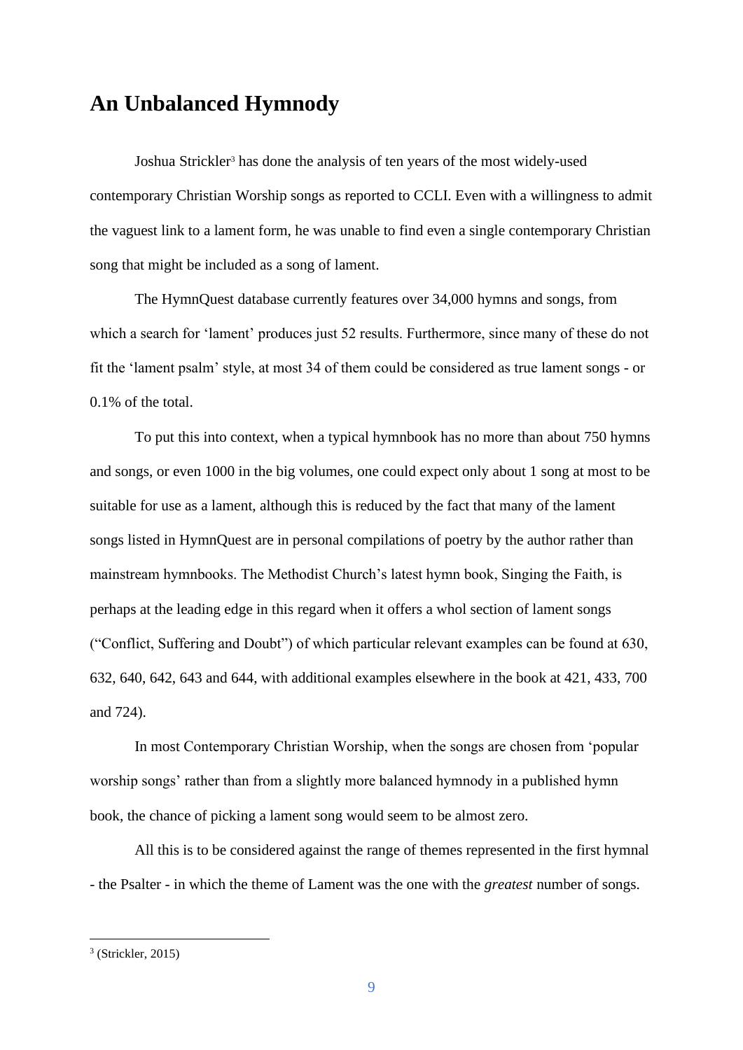# An Unbalanced Hymnody

Joshua Strickler[3] has done the analysis of ten years of the most widely-used contemporary Christian Worship songs as reported to CCLI. Even with a willingness to admit the vaguest link to a lament form, he was unable to find even a single contemporary Christian song that might be included as a song of lament.

The HymnQuest database currently features over 34,000 hymns and songs, from which a search for 'lament' produces just 52 results. Furthermore, since many of these do not fit the 'lament psalm' style, at most 34 of them could be considered as true lament songs - or 0.1% of the total.

To put this into context, when a typical hymnbook has no more than about 750 hymns and songs, or even 1000 in the big volumes, one could expect only about 1 song at most to be suitable for use as a lament, although this is reduced by the fact that many of the lament songs listed in HymnQuest are in personal compilations of poetry by the author rather than mainstream hymnbooks. The Methodist Church's latest hymn book, Singing the Faith, is perhaps at the leading edge in this regard when it offers a whol section of lament songs ("Conflict, Suffering and Doubt") of which particular relevant examples can be found at 630, 632, 640, 642, 643 and 644, with additional examples elsewhere in the book at 421, 433, 700 and 724).

In most Contemporary Christian Worship, when the songs are chosen from 'popular worship songs' rather than from a slightly more balanced hymnody in a published hymn book, the chance of picking a lament song would seem to be almost zero.

All this is to be considered against the range of themes represented in the first hymnal - the Psalter - in which the theme of Lament was the one with the *greatest* number of songs.

---

[3] (Strickler, 2015)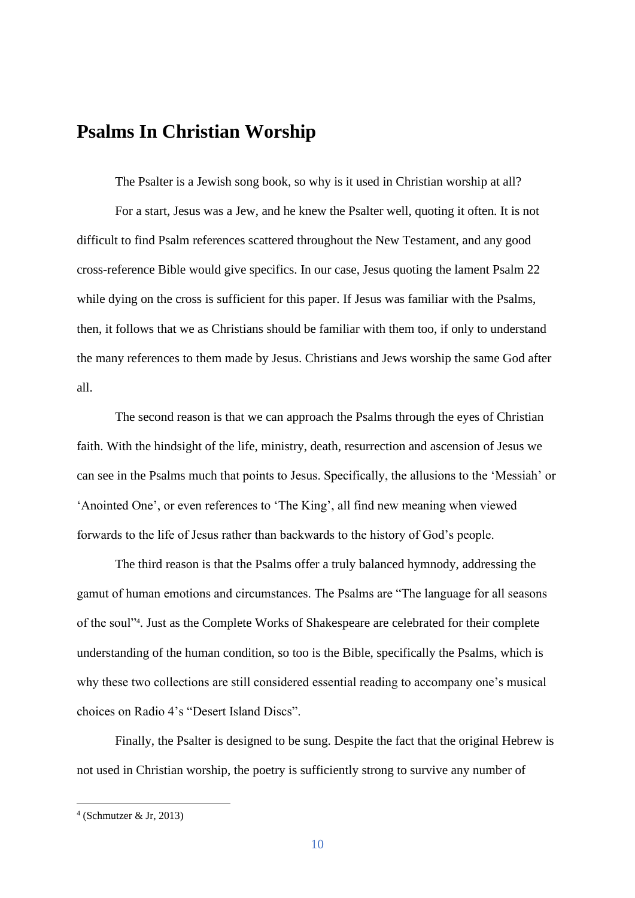## Psalms In Christian Worship

The Psalter is a Jewish song book, so why is it used in Christian worship at all?

For a start, Jesus was a Jew, and he knew the Psalter well, quoting it often. It is not difficult to find Psalm references scattered throughout the New Testament, and any good cross-reference Bible would give specifics. In our case, Jesus quoting the lament Psalm 22 while dying on the cross is sufficient for this paper. If Jesus was familiar with the Psalms, then, it follows that we as Christians should be familiar with them too, if only to understand the many references to them made by Jesus. Christians and Jews worship the same God after all.

The second reason is that we can approach the Psalms through the eyes of Christian faith. With the hindsight of the life, ministry, death, resurrection and ascension of Jesus we can see in the Psalms much that points to Jesus. Specifically, the allusions to the 'Messiah' or 'Anointed One', or even references to 'The King', all find new meaning when viewed forwards to the life of Jesus rather than backwards to the history of God's people.

The third reason is that the Psalms offer a truly balanced hymnody, addressing the gamut of human emotions and circumstances. The Psalms are "The language for all seasons of the soul"[4]. Just as the Complete Works of Shakespeare are celebrated for their complete understanding of the human condition, so too is the Bible, specifically the Psalms, which is why these two collections are still considered essential reading to accompany one's musical choices on Radio 4's "Desert Island Discs".

Finally, the Psalter is designed to be sung. Despite the fact that the original Hebrew is not used in Christian worship, the poetry is sufficiently strong to survive any number of

[4] (Schmutzer & Jr, 2013)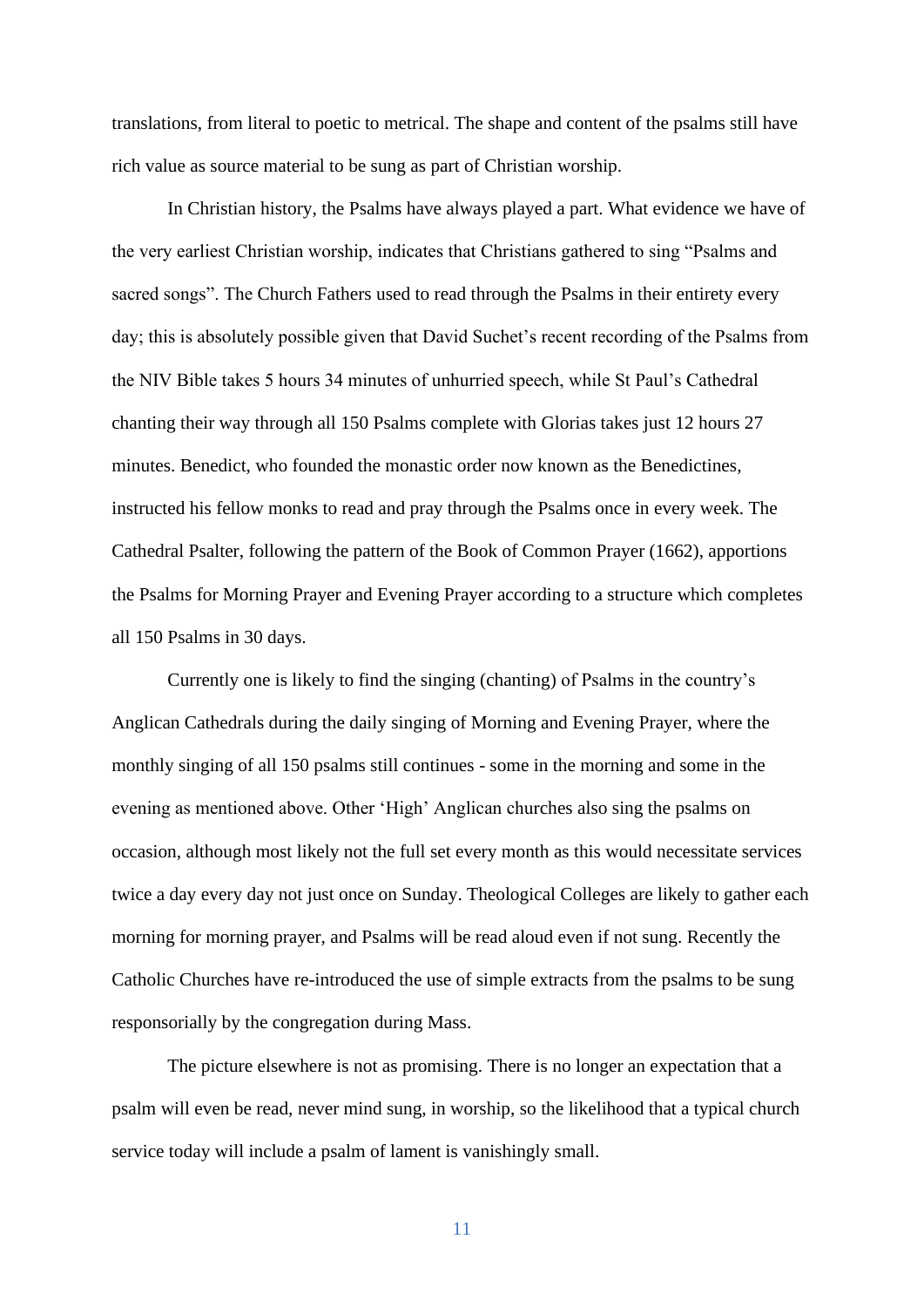translations, from literal to poetic to metrical. The shape and content of the psalms still have rich value as source material to be sung as part of Christian worship.

In Christian history, the Psalms have always played a part. What evidence we have of the very earliest Christian worship, indicates that Christians gathered to sing “Psalms and sacred songs”. The Church Fathers used to read through the Psalms in their entirety every day; this is absolutely possible given that David Suchet’s recent recording of the Psalms from the NIV Bible takes 5 hours 34 minutes of unhurried speech, while St Paul’s Cathedral chanting their way through all 150 Psalms complete with Glorias takes just 12 hours 27 minutes. Benedict, who founded the monastic order now known as the Benedictines, instructed his fellow monks to read and pray through the Psalms once in every week. The Cathedral Psalter, following the pattern of the Book of Common Prayer (1662), apportions the Psalms for Morning Prayer and Evening Prayer according to a structure which completes all 150 Psalms in 30 days.

Currently one is likely to find the singing (chanting) of Psalms in the country’s Anglican Cathedrals during the daily singing of Morning and Evening Prayer, where the monthly singing of all 150 psalms still continues - some in the morning and some in the evening as mentioned above. Other ‘High’ Anglican churches also sing the psalms on occasion, although most likely not the full set every month as this would necessitate services twice a day every day not just once on Sunday. Theological Colleges are likely to gather each morning for morning prayer, and Psalms will be read aloud even if not sung. Recently the Catholic Churches have re-introduced the use of simple extracts from the psalms to be sung responsorially by the congregation during Mass.

The picture elsewhere is not as promising. There is no longer an expectation that a psalm will even be read, never mind sung, in worship, so the likelihood that a typical church service today will include a psalm of lament is vanishingly small.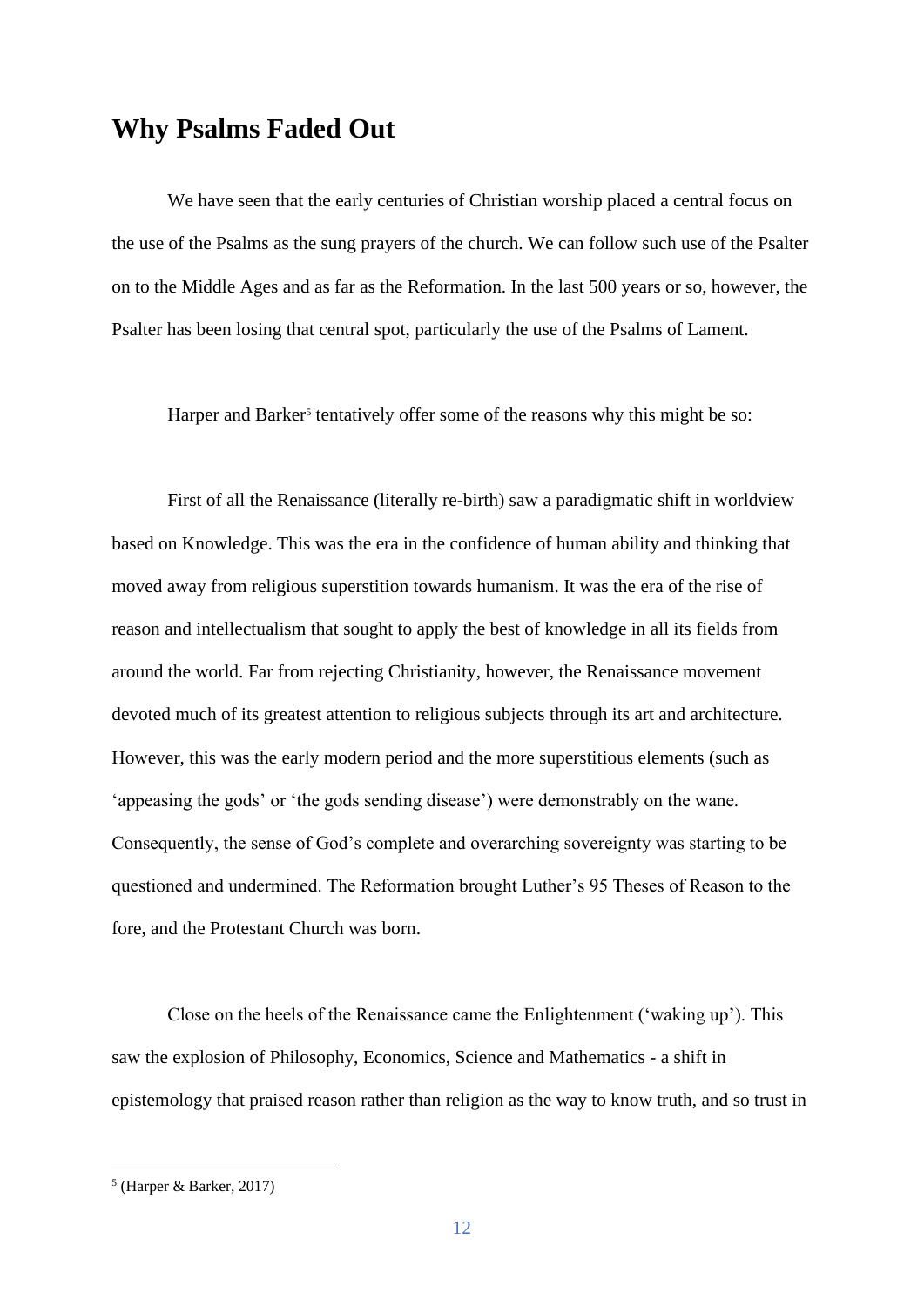## Why Psalms Faded Out

We have seen that the early centuries of Christian worship placed a central focus on the use of the Psalms as the sung prayers of the church. We can follow such use of the Psalter on to the Middle Ages and as far as the Reformation. In the last 500 years or so, however, the Psalter has been losing that central spot, particularly the use of the Psalms of Lament.

Harper and Barker[5] tentatively offer some of the reasons why this might be so:

First of all the Renaissance (literally re-birth) saw a paradigmatic shift in worldview based on Knowledge. This was the era in the confidence of human ability and thinking that moved away from religious superstition towards humanism. It was the era of the rise of reason and intellectualism that sought to apply the best of knowledge in all its fields from around the world. Far from rejecting Christianity, however, the Renaissance movement devoted much of its greatest attention to religious subjects through its art and architecture. However, this was the early modern period and the more superstitious elements (such as 'appeasing the gods' or 'the gods sending disease') were demonstrably on the wane. Consequently, the sense of God's complete and overarching sovereignty was starting to be questioned and undermined. The Reformation brought Luther's 95 Theses of Reason to the fore, and the Protestant Church was born.

Close on the heels of the Renaissance came the Enlightenment ('waking up'). This saw the explosion of Philosophy, Economics, Science and Mathematics - a shift in epistemology that praised reason rather than religion as the way to know truth, and so trust in

[5] (Harper & Barker, 2017)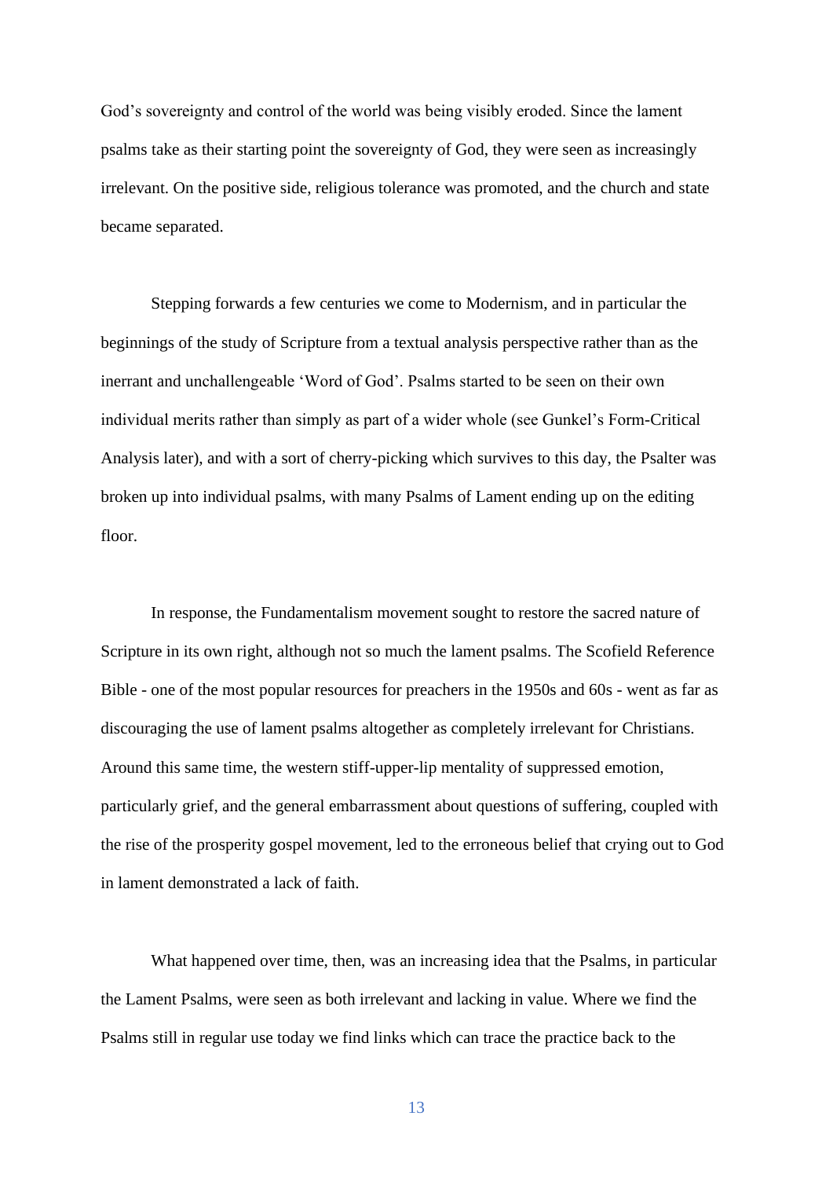God's sovereignty and control of the world was being visibly eroded. Since the lament psalms take as their starting point the sovereignty of God, they were seen as increasingly irrelevant. On the positive side, religious tolerance was promoted, and the church and state became separated.

Stepping forwards a few centuries we come to Modernism, and in particular the beginnings of the study of Scripture from a textual analysis perspective rather than as the inerrant and unchallengeable 'Word of God'. Psalms started to be seen on their own individual merits rather than simply as part of a wider whole (see Gunkel's Form-Critical Analysis later), and with a sort of cherry-picking which survives to this day, the Psalter was broken up into individual psalms, with many Psalms of Lament ending up on the editing floor.

In response, the Fundamentalism movement sought to restore the sacred nature of Scripture in its own right, although not so much the lament psalms. The Scofield Reference Bible - one of the most popular resources for preachers in the 1950s and 60s - went as far as discouraging the use of lament psalms altogether as completely irrelevant for Christians. Around this same time, the western stiff-upper-lip mentality of suppressed emotion, particularly grief, and the general embarrassment about questions of suffering, coupled with the rise of the prosperity gospel movement, led to the erroneous belief that crying out to God in lament demonstrated a lack of faith.

What happened over time, then, was an increasing idea that the Psalms, in particular the Lament Psalms, were seen as both irrelevant and lacking in value. Where we find the Psalms still in regular use today we find links which can trace the practice back to the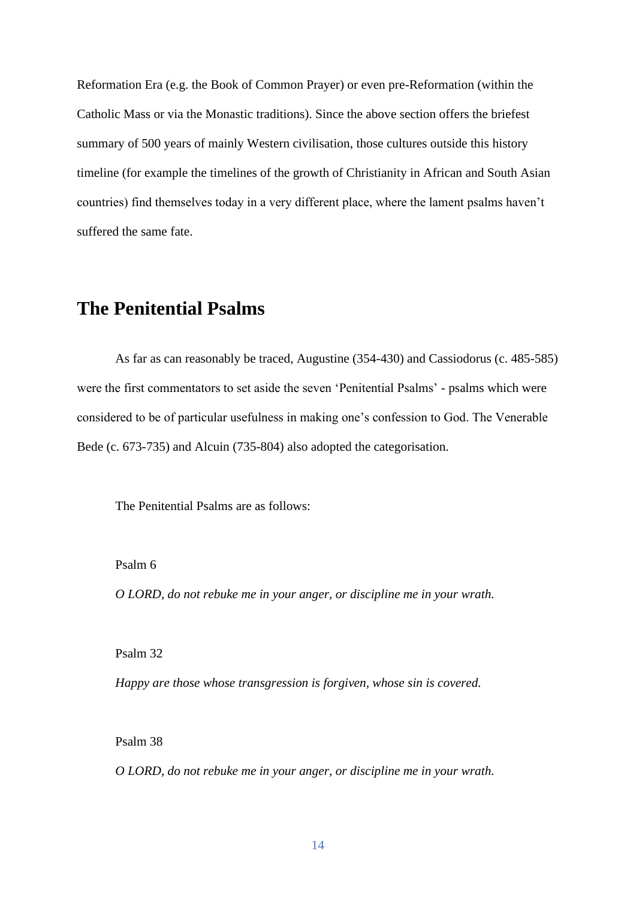Reformation Era (e.g. the Book of Common Prayer) or even pre-Reformation (within the Catholic Mass or via the Monastic traditions). Since the above section offers the briefest summary of 500 years of mainly Western civilisation, those cultures outside this history timeline (for example the timelines of the growth of Christianity in African and South Asian countries) find themselves today in a very different place, where the lament psalms haven't suffered the same fate.

## The Penitential Psalms

As far as can reasonably be traced, Augustine (354-430) and Cassiodorus (c. 485-585) were the first commentators to set aside the seven 'Penitential Psalms' - psalms which were considered to be of particular usefulness in making one's confession to God. The Venerable Bede (c. 673-735) and Alcuin (735-804) also adopted the categorisation.

The Penitential Psalms are as follows:

Psalm 6

*O LORD, do not rebuke me in your anger, or discipline me in your wrath.*

Psalm 32

*Happy are those whose transgression is forgiven, whose sin is covered.*

Psalm 38

*O LORD, do not rebuke me in your anger, or discipline me in your wrath.*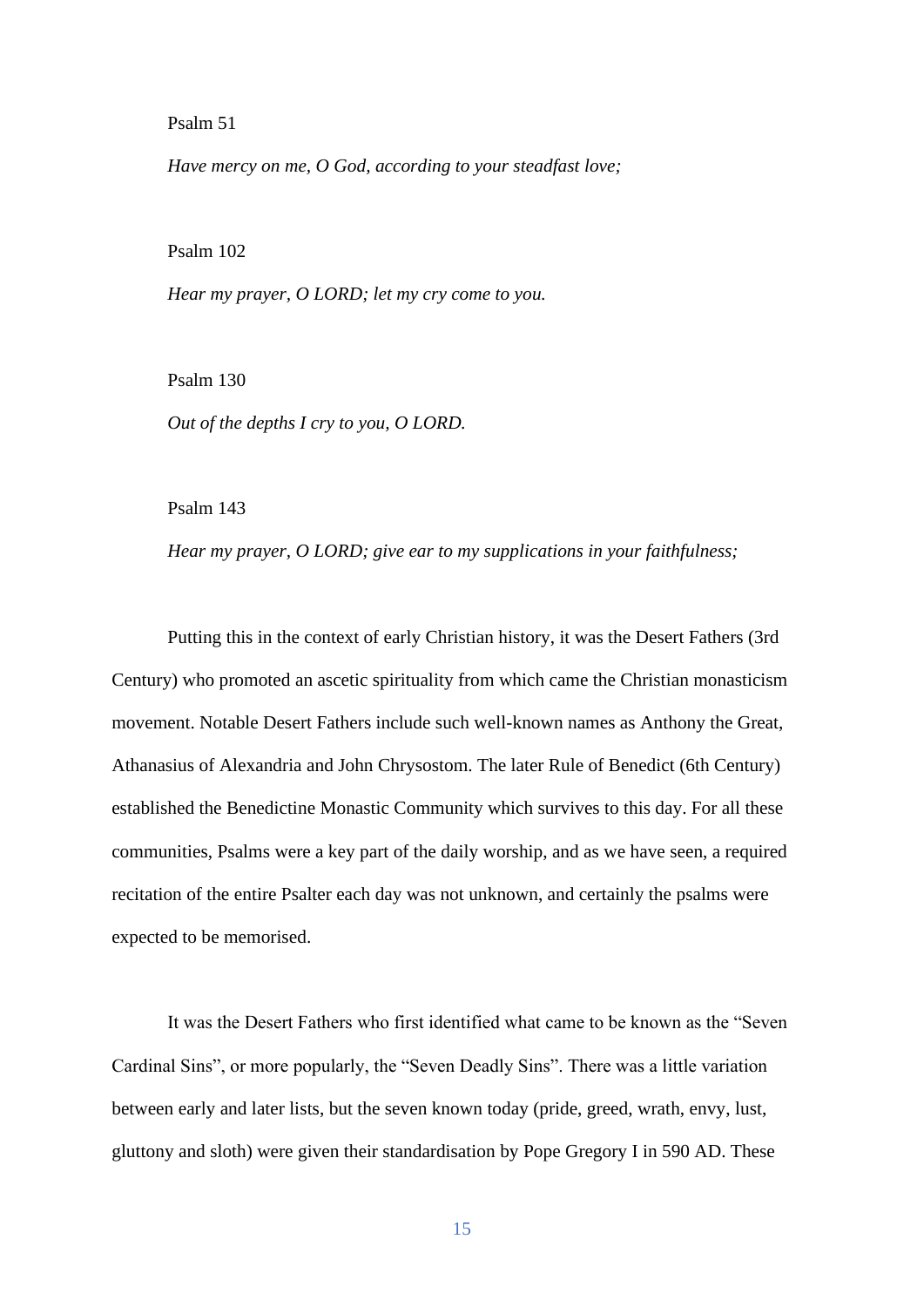Psalm 51

*Have mercy on me, O God, according to your steadfast love;*

Psalm 102

*Hear my prayer, O LORD; let my cry come to you.*

Psalm 130

*Out of the depths I cry to you, O LORD.*

Psalm 143

*Hear my prayer, O LORD; give ear to my supplications in your faithfulness;*

Putting this in the context of early Christian history, it was the Desert Fathers (3rd Century) who promoted an ascetic spirituality from which came the Christian monasticism movement. Notable Desert Fathers include such well-known names as Anthony the Great, Athanasius of Alexandria and John Chrysostom. The later Rule of Benedict (6th Century) established the Benedictine Monastic Community which survives to this day. For all these communities, Psalms were a key part of the daily worship, and as we have seen, a required recitation of the entire Psalter each day was not unknown, and certainly the psalms were expected to be memorised.

It was the Desert Fathers who first identified what came to be known as the "Seven Cardinal Sins", or more popularly, the "Seven Deadly Sins". There was a little variation between early and later lists, but the seven known today (pride, greed, wrath, envy, lust, gluttony and sloth) were given their standardisation by Pope Gregory I in 590 AD. These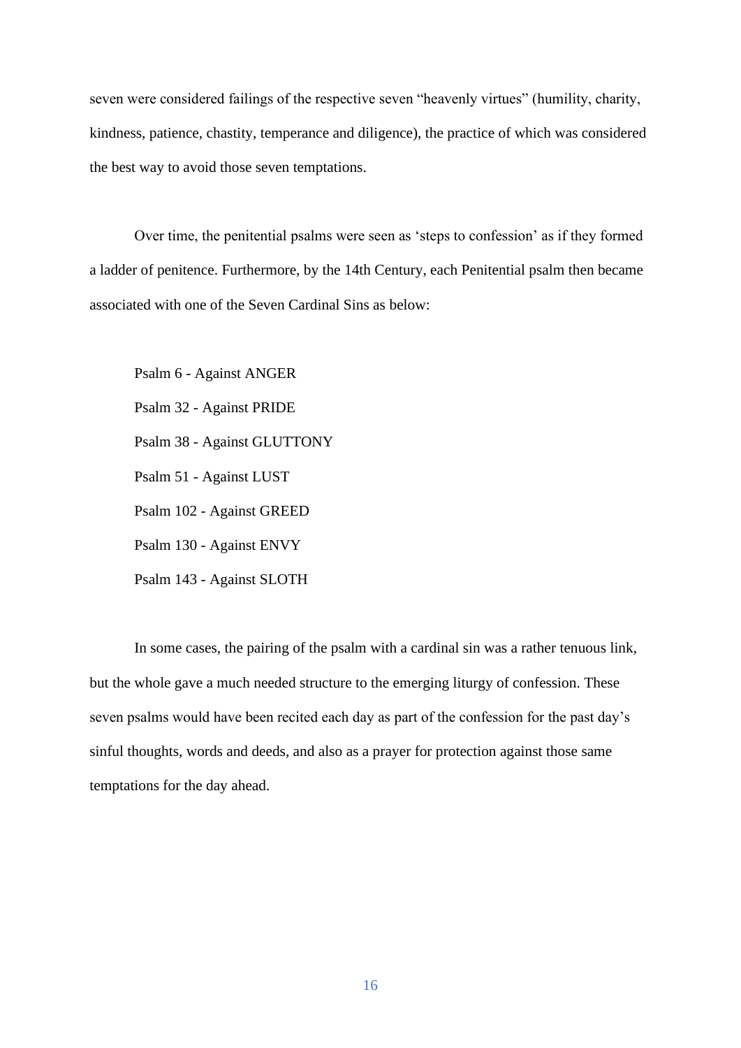seven were considered failings of the respective seven “heavenly virtues” (humility, charity, kindness, patience, chastity, temperance and diligence), the practice of which was considered the best way to avoid those seven temptations.

Over time, the penitential psalms were seen as ‘steps to confession’ as if they formed a ladder of penitence. Furthermore, by the 14th Century, each Penitential psalm then became associated with one of the Seven Cardinal Sins as below:

Psalm 6 - Against ANGER

Psalm 32 - Against PRIDE

Psalm 38 - Against GLUTTONY

Psalm 51 - Against LUST

Psalm 102 - Against GREED

Psalm 130 - Against ENVY

Psalm 143 - Against SLOTH

In some cases, the pairing of the psalm with a cardinal sin was a rather tenuous link, but the whole gave a much needed structure to the emerging liturgy of confession. These seven psalms would have been recited each day as part of the confession for the past day’s sinful thoughts, words and deeds, and also as a prayer for protection against those same temptations for the day ahead.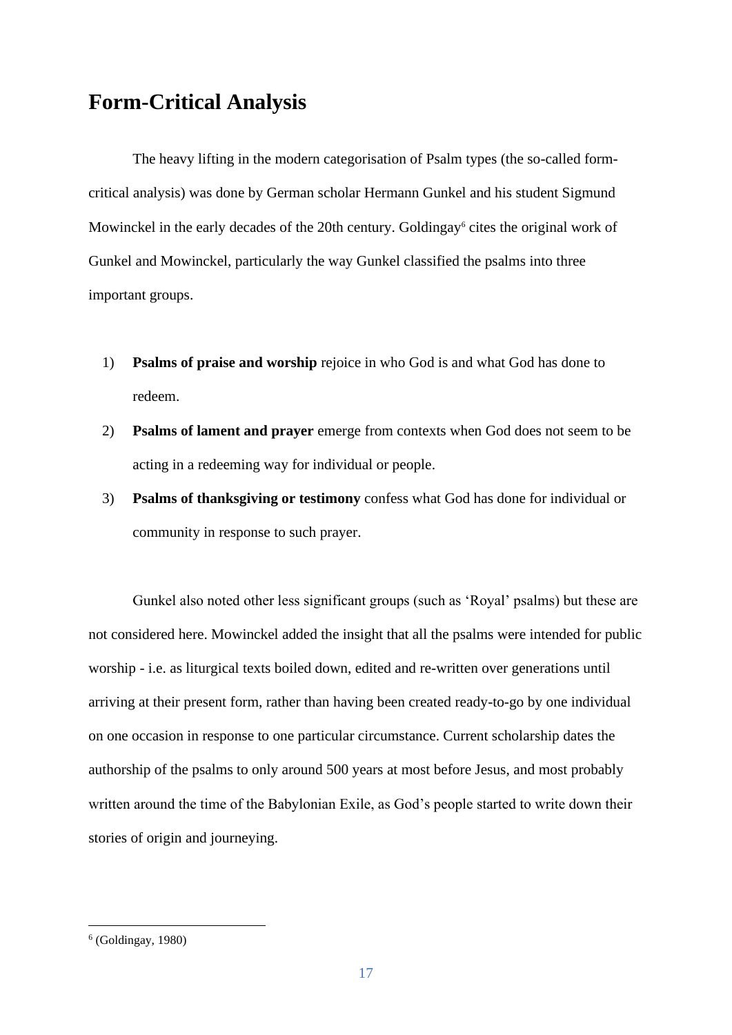## Form-Critical Analysis

The heavy lifting in the modern categorisation of Psalm types (the so-called form-critical analysis) was done by German scholar Hermann Gunkel and his student Sigmund Mowinckel in the early decades of the 20th century. Goldingay[6] cites the original work of Gunkel and Mowinckel, particularly the way Gunkel classified the psalms into three important groups.

1) **Psalms of praise and worship** rejoice in who God is and what God has done to redeem.
2) **Psalms of lament and prayer** emerge from contexts when God does not seem to be acting in a redeeming way for individual or people.
3) **Psalms of thanksgiving or testimony** confess what God has done for individual or community in response to such prayer.

Gunkel also noted other less significant groups (such as 'Royal' psalms) but these are not considered here. Mowinckel added the insight that all the psalms were intended for public worship - i.e. as liturgical texts boiled down, edited and re-written over generations until arriving at their present form, rather than having been created ready-to-go by one individual on one occasion in response to one particular circumstance. Current scholarship dates the authorship of the psalms to only around 500 years at most before Jesus, and most probably written around the time of the Babylonian Exile, as God's people started to write down their stories of origin and journeying.

---

[6] (Goldingay, 1980)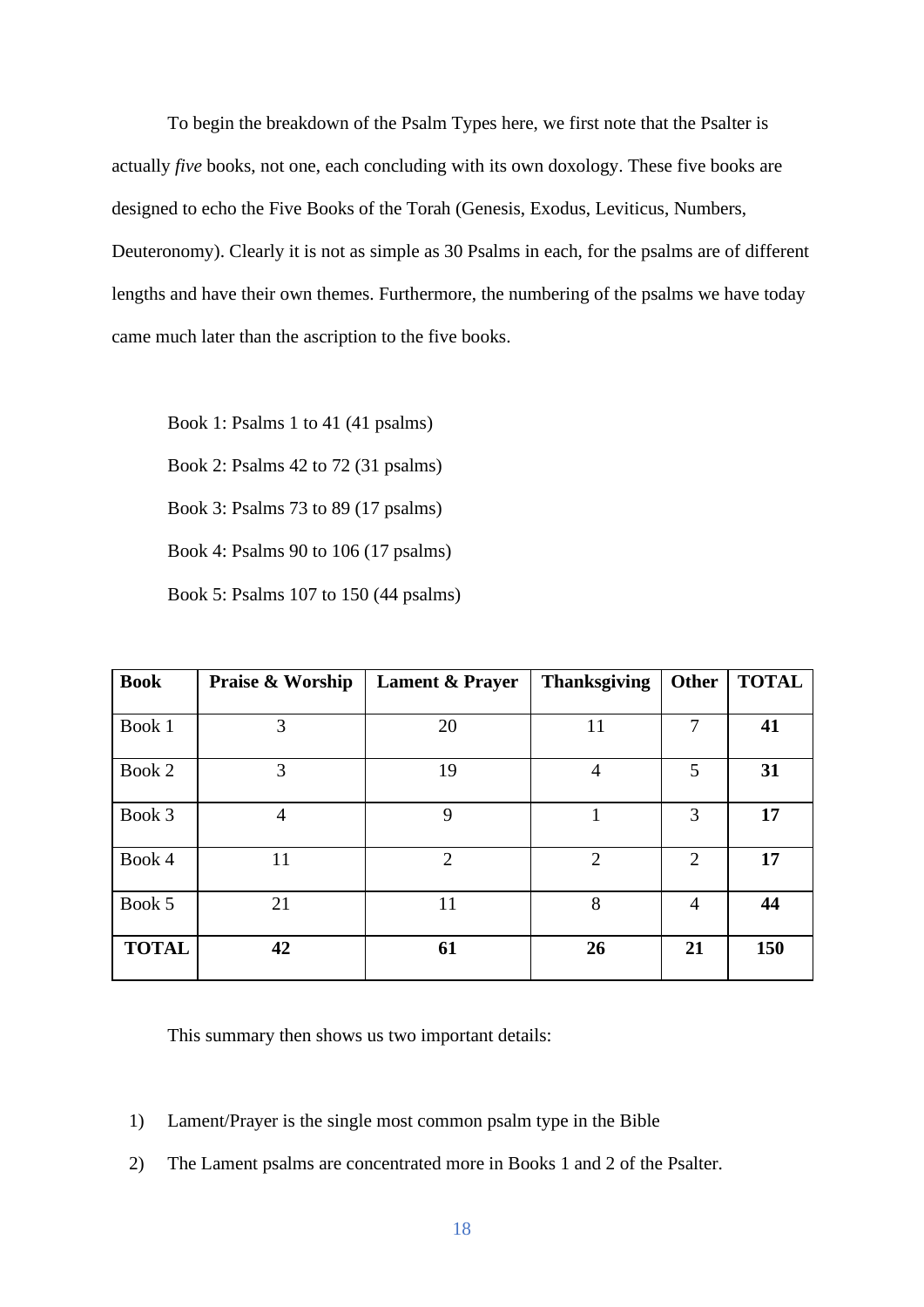To begin the breakdown of the Psalm Types here, we first note that the Psalter is actually *five* books, not one, each concluding with its own doxology. These five books are designed to echo the Five Books of the Torah (Genesis, Exodus, Leviticus, Numbers, Deuteronomy). Clearly it is not as simple as 30 Psalms in each, for the psalms are of different lengths and have their own themes. Furthermore, the numbering of the psalms we have today came much later than the ascription to the five books.

Book 1: Psalms 1 to 41 (41 psalms)

Book 2: Psalms 42 to 72 (31 psalms)

Book 3: Psalms 73 to 89 (17 psalms)

Book 4: Psalms 90 to 106 (17 psalms)

Book 5: Psalms 107 to 150 (44 psalms)

| **Book** | **Praise & Worship** | **Lament & Prayer** | **Thanksgiving** | **Other** | **TOTAL** |
|---|---|---|---|---|---|
| Book 1 | 3 | 20 | 11 | 7 | **41** |
| Book 2 | 3 | 19 | 4 | 5 | **31** |
| Book 3 | 4 | 9 | 1 | 3 | **17** |
| Book 4 | 11 | 2 | 2 | 2 | **17** |
| Book 5 | 21 | 11 | 8 | 4 | **44** |
| **TOTAL** | **42** | **61** | **26** | **21** | **150** |

This summary then shows us two important details:

1) Lament/Prayer is the single most common psalm type in the Bible
2) The Lament psalms are concentrated more in Books 1 and 2 of the Psalter.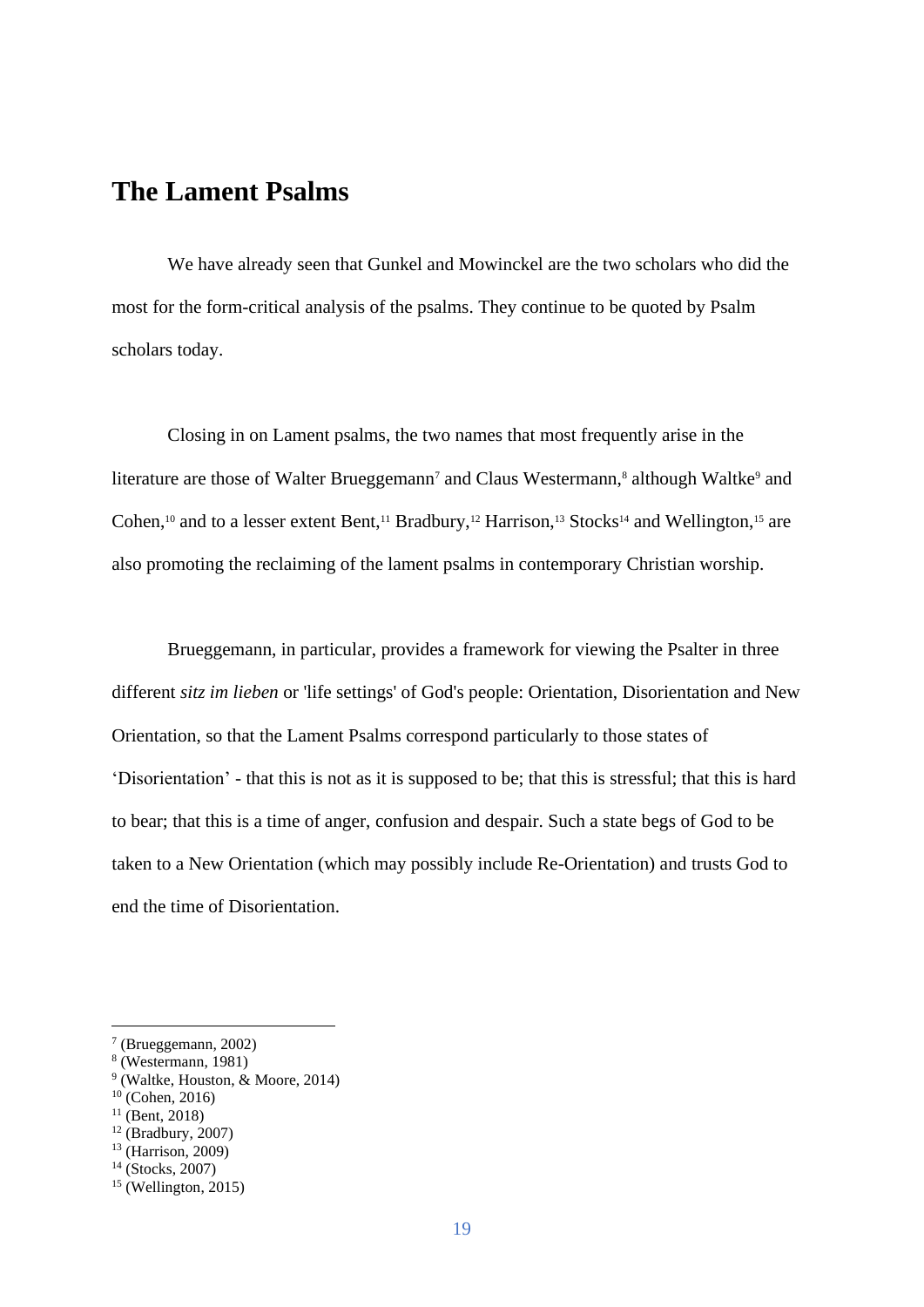# The Lament Psalms

We have already seen that Gunkel and Mowinckel are the two scholars who did the most for the form-critical analysis of the psalms. They continue to be quoted by Psalm scholars today.

Closing in on Lament psalms, the two names that most frequently arise in the literature are those of Walter Brueggemann[7] and Claus Westermann,[8] although Waltke[9] and Cohen,[10] and to a lesser extent Bent,[11] Bradbury,[12] Harrison,[13] Stocks[14] and Wellington,[15] are also promoting the reclaiming of the lament psalms in contemporary Christian worship.

Brueggemann, in particular, provides a framework for viewing the Psalter in three different *sitz im lieben* or 'life settings' of God's people: Orientation, Disorientation and New Orientation, so that the Lament Psalms correspond particularly to those states of 'Disorientation' - that this is not as it is supposed to be; that this is stressful; that this is hard to bear; that this is a time of anger, confusion and despair. Such a state begs of God to be taken to a New Orientation (which may possibly include Re-Orientation) and trusts God to end the time of Disorientation.

---

[7] (Brueggemann, 2002)
[8] (Westermann, 1981)
[9] (Waltke, Houston, & Moore, 2014)
[10] (Cohen, 2016)
[11] (Bent, 2018)
[12] (Bradbury, 2007)
[13] (Harrison, 2009)
[14] (Stocks, 2007)
[15] (Wellington, 2015)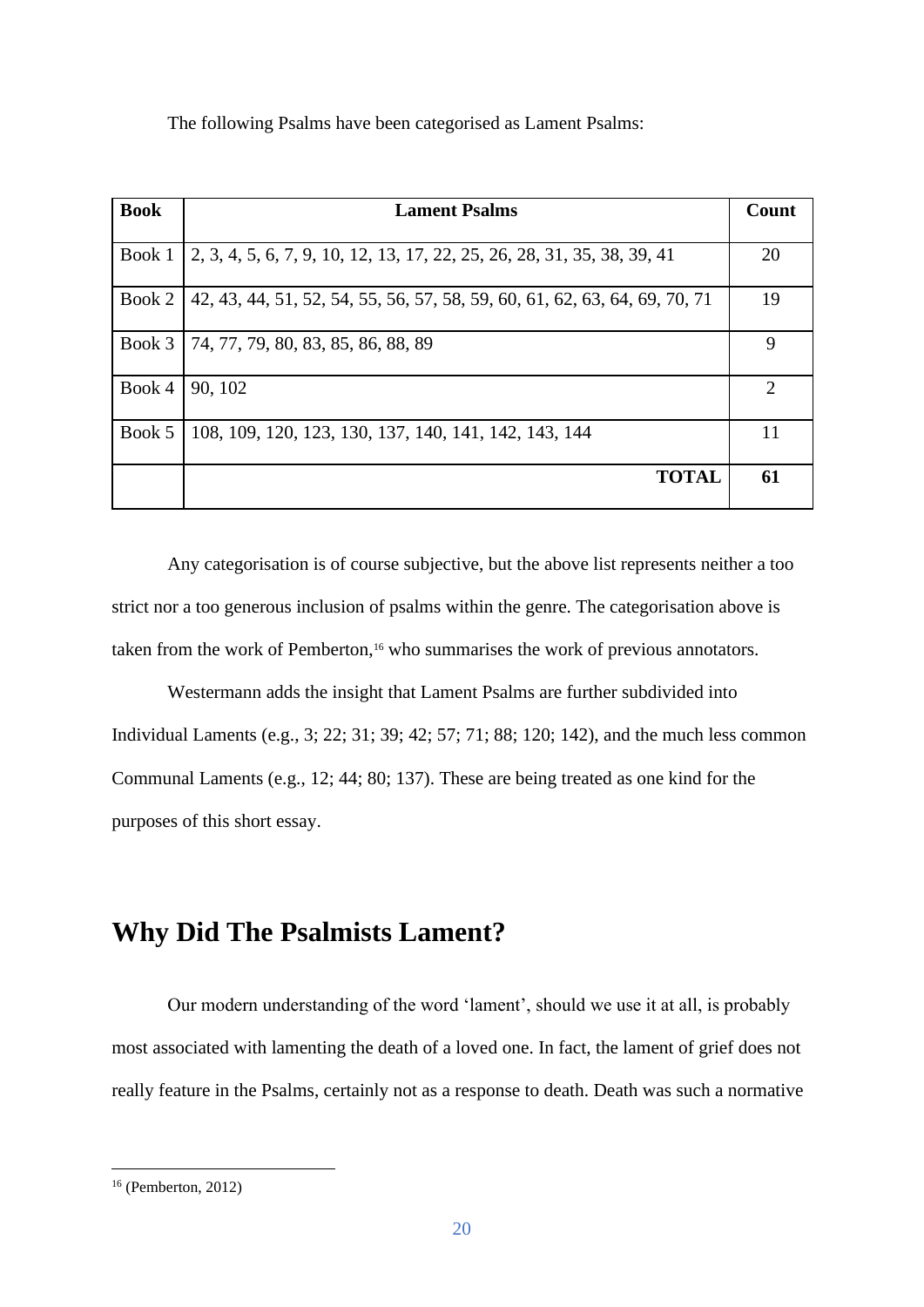The following Psalms have been categorised as Lament Psalms:

| **Book** | **Lament Psalms** | **Count** |
| --- | --- | --- |
| Book 1 | 2, 3, 4, 5, 6, 7, 9, 10, 12, 13, 17, 22, 25, 26, 28, 31, 35, 38, 39, 41 | 20 |
| Book 2 | 42, 43, 44, 51, 52, 54, 55, 56, 57, 58, 59, 60, 61, 62, 63, 64, 69, 70, 71 | 19 |
| Book 3 | 74, 77, 79, 80, 83, 85, 86, 88, 89 | 9 |
| Book 4 | 90, 102 | 2 |
| Book 5 | 108, 109, 120, 123, 130, 137, 140, 141, 142, 143, 144 | 11 |
| | **TOTAL** | **61** |

Any categorisation is of course subjective, but the above list represents neither a too strict nor a too generous inclusion of psalms within the genre. The categorisation above is taken from the work of Pemberton,[16] who summarises the work of previous annotators.

Westermann adds the insight that Lament Psalms are further subdivided into Individual Laments (e.g., 3; 22; 31; 39; 42; 57; 71; 88; 120; 142), and the much less common Communal Laments (e.g., 12; 44; 80; 137). These are being treated as one kind for the purposes of this short essay.

## Why Did The Psalmists Lament?

Our modern understanding of the word 'lament', should we use it at all, is probably most associated with lamenting the death of a loved one. In fact, the lament of grief does not really feature in the Psalms, certainly not as a response to death. Death was such a normative

[16] (Pemberton, 2012)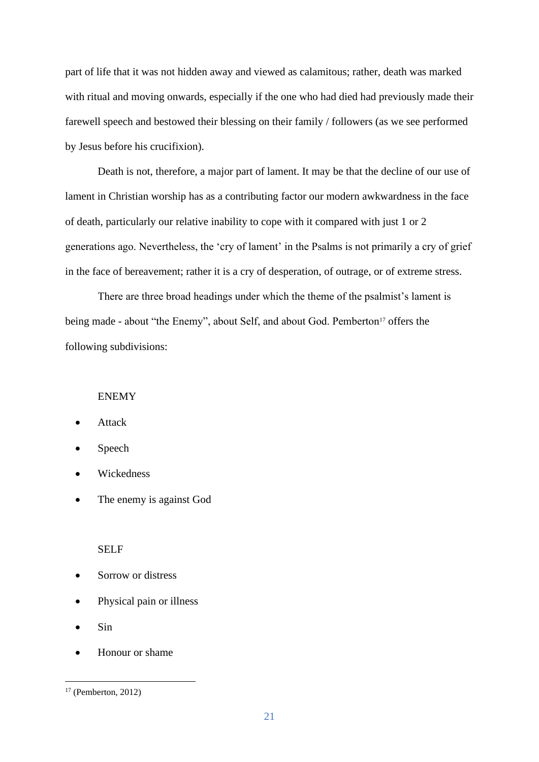part of life that it was not hidden away and viewed as calamitous; rather, death was marked with ritual and moving onwards, especially if the one who had died had previously made their farewell speech and bestowed their blessing on their family / followers (as we see performed by Jesus before his crucifixion).

Death is not, therefore, a major part of lament. It may be that the decline of our use of lament in Christian worship has as a contributing factor our modern awkwardness in the face of death, particularly our relative inability to cope with it compared with just 1 or 2 generations ago. Nevertheless, the 'cry of lament' in the Psalms is not primarily a cry of grief in the face of bereavement; rather it is a cry of desperation, of outrage, or of extreme stress.

There are three broad headings under which the theme of the psalmist's lament is being made - about "the Enemy", about Self, and about God. Pemberton[17] offers the following subdivisions:

ENEMY

- Attack
- Speech
- Wickedness
- The enemy is against God

SELF

- Sorrow or distress
- Physical pain or illness
- Sin
- Honour or shame

[17] (Pemberton, 2012)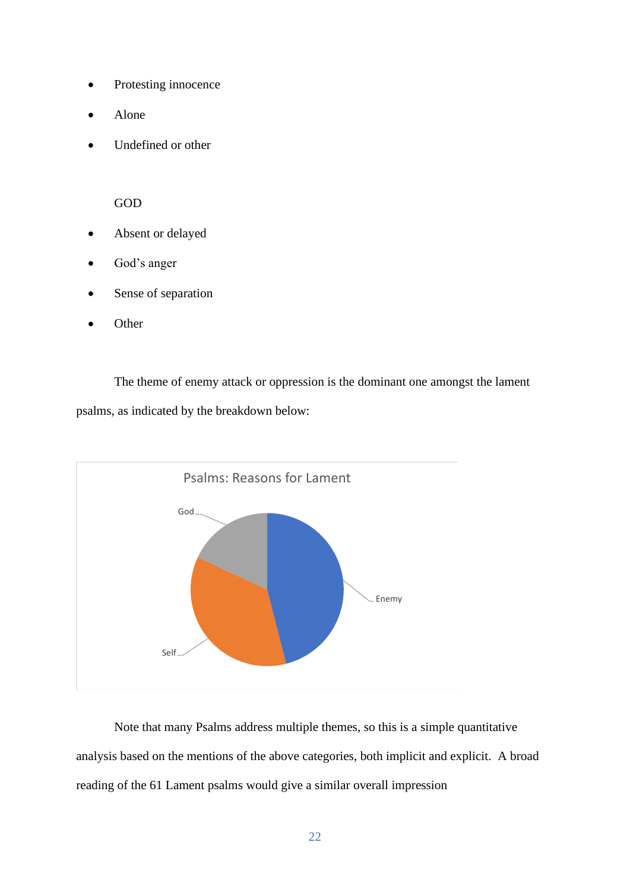- Protesting innocence
- Alone
- Undefined or other

GOD

- Absent or delayed
- God's anger
- Sense of separation
- Other

The theme of enemy attack or oppression is the dominant one amongst the lament psalms, as indicated by the breakdown below:

Psalms: Reasons for Lament

Note that many Psalms address multiple themes, so this is a simple quantitative analysis based on the mentions of the above categories, both implicit and explicit. A broad reading of the 61 Lament psalms would give a similar overall impression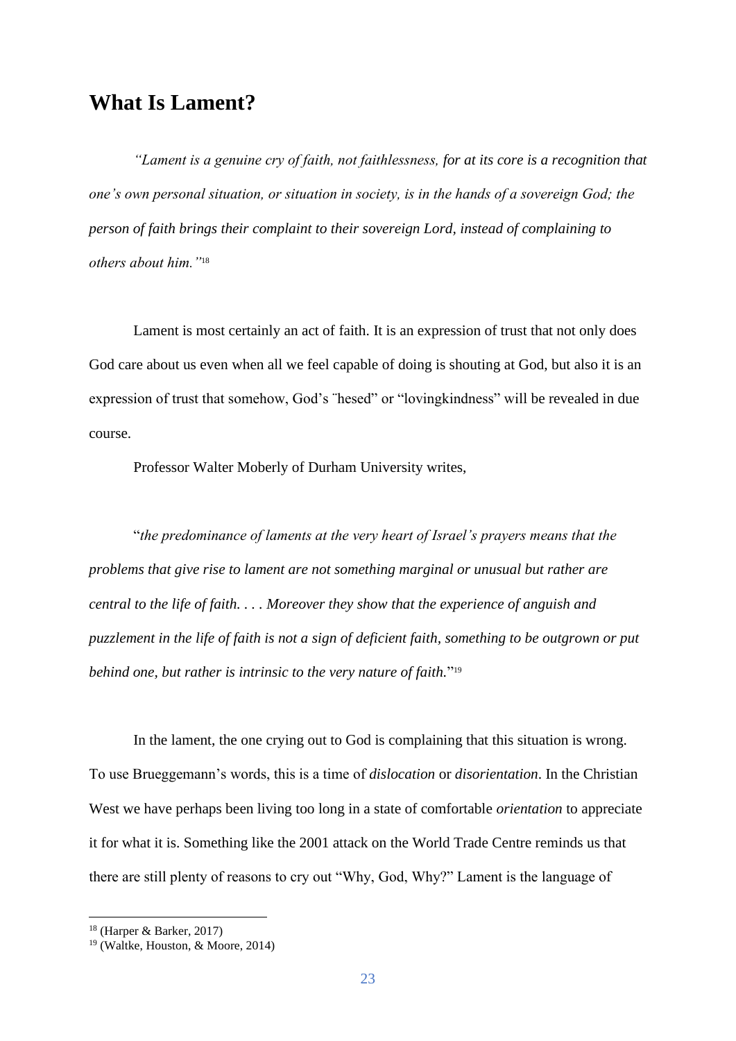## What Is Lament?

*"Lament is a genuine cry of faith, not faithlessness, for at its core is a recognition that one's own personal situation, or situation in society, is in the hands of a sovereign God; the person of faith brings their complaint to their sovereign Lord, instead of complaining to others about him."*[18]

Lament is most certainly an act of faith. It is an expression of trust that not only does God care about us even when all we feel capable of doing is shouting at God, but also it is an expression of trust that somehow, God's ¨hesed" or "lovingkindness" will be revealed in due course.

Professor Walter Moberly of Durham University writes,

"*the predominance of laments at the very heart of Israel's prayers means that the problems that give rise to lament are not something marginal or unusual but rather are central to the life of faith. . . . Moreover they show that the experience of anguish and puzzlement in the life of faith is not a sign of deficient faith, something to be outgrown or put behind one, but rather is intrinsic to the very nature of faith.*"[19]

In the lament, the one crying out to God is complaining that this situation is wrong. To use Brueggemann's words, this is a time of *dislocation* or *disorientation*. In the Christian West we have perhaps been living too long in a state of comfortable *orientation* to appreciate it for what it is. Something like the 2001 attack on the World Trade Centre reminds us that there are still plenty of reasons to cry out "Why, God, Why?" Lament is the language of

[18] (Harper & Barker, 2017)

[19] (Waltke, Houston, & Moore, 2014)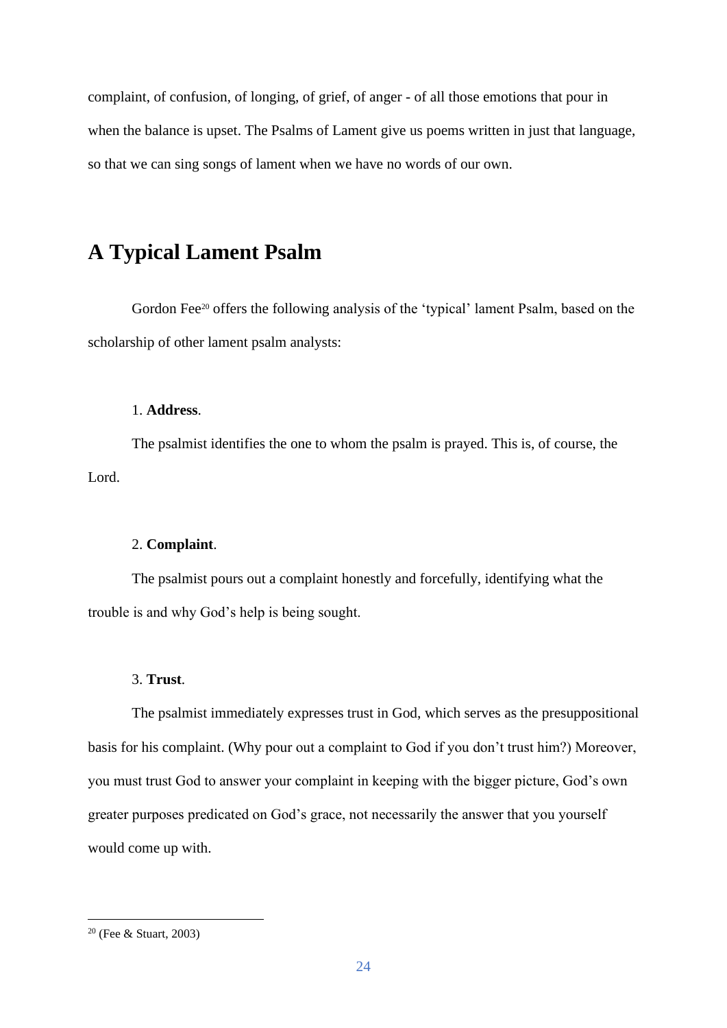complaint, of confusion, of longing, of grief, of anger - of all those emotions that pour in when the balance is upset. The Psalms of Lament give us poems written in just that language, so that we can sing songs of lament when we have no words of our own.

## A Typical Lament Psalm

Gordon Fee[20] offers the following analysis of the 'typical' lament Psalm, based on the scholarship of other lament psalm analysts:

1. **Address**.

The psalmist identifies the one to whom the psalm is prayed. This is, of course, the Lord.

2. **Complaint**.

The psalmist pours out a complaint honestly and forcefully, identifying what the trouble is and why God's help is being sought.

3. **Trust**.

The psalmist immediately expresses trust in God, which serves as the presuppositional basis for his complaint. (Why pour out a complaint to God if you don't trust him?) Moreover, you must trust God to answer your complaint in keeping with the bigger picture, God's own greater purposes predicated on God's grace, not necessarily the answer that you yourself would come up with.

---

[20] (Fee & Stuart, 2003)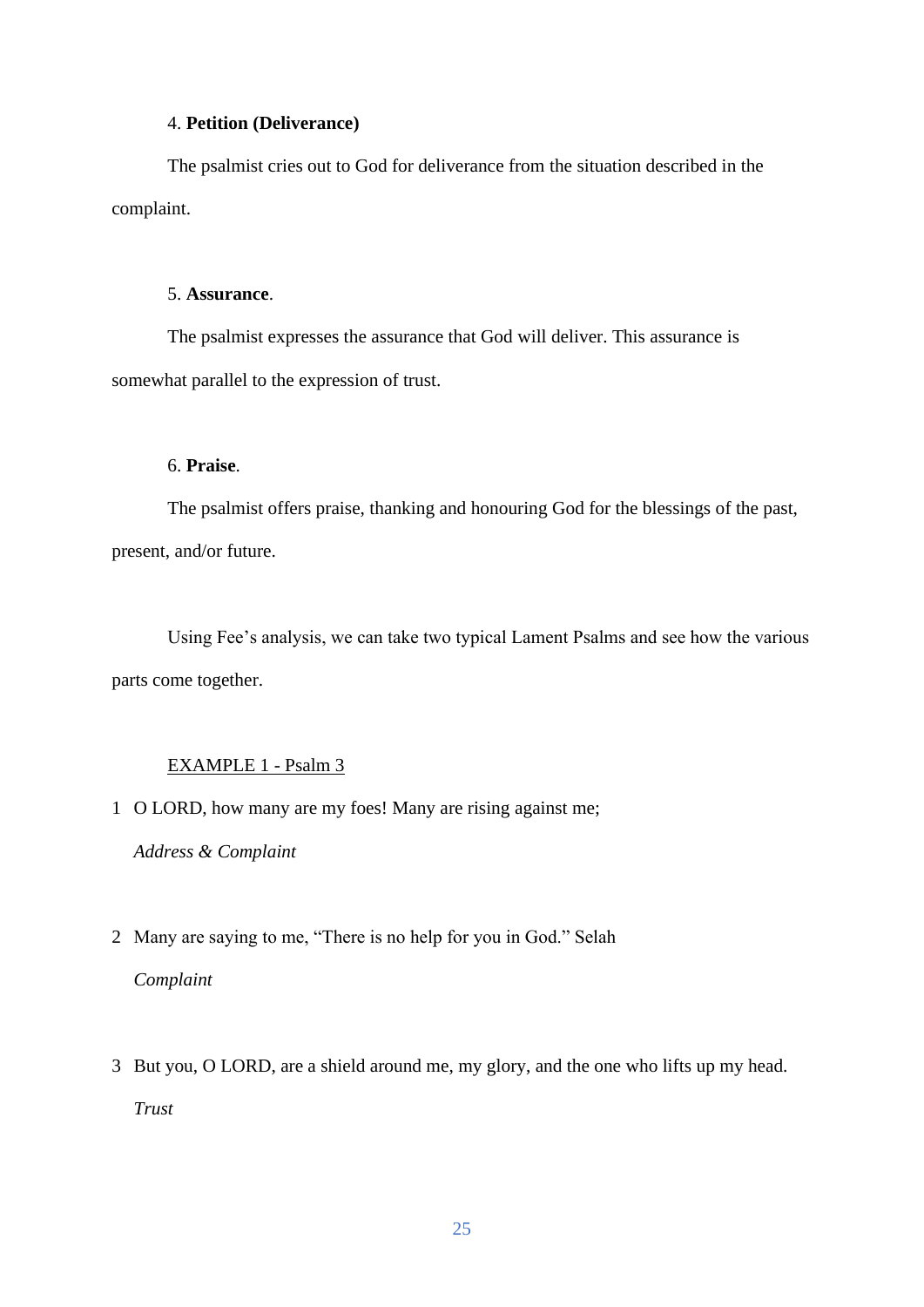4. **Petition (Deliverance)**

The psalmist cries out to God for deliverance from the situation described in the complaint.

5. **Assurance**.

The psalmist expresses the assurance that God will deliver. This assurance is somewhat parallel to the expression of trust.

6. **Praise**.

The psalmist offers praise, thanking and honouring God for the blessings of the past, present, and/or future.

Using Fee's analysis, we can take two typical Lament Psalms and see how the various parts come together.

<u>EXAMPLE 1 - Psalm 3</u>

1 O LORD, how many are my foes! Many are rising against me;
*Address & Complaint*

2 Many are saying to me, "There is no help for you in God." Selah
*Complaint*

3 But you, O LORD, are a shield around me, my glory, and the one who lifts up my head.
*Trust*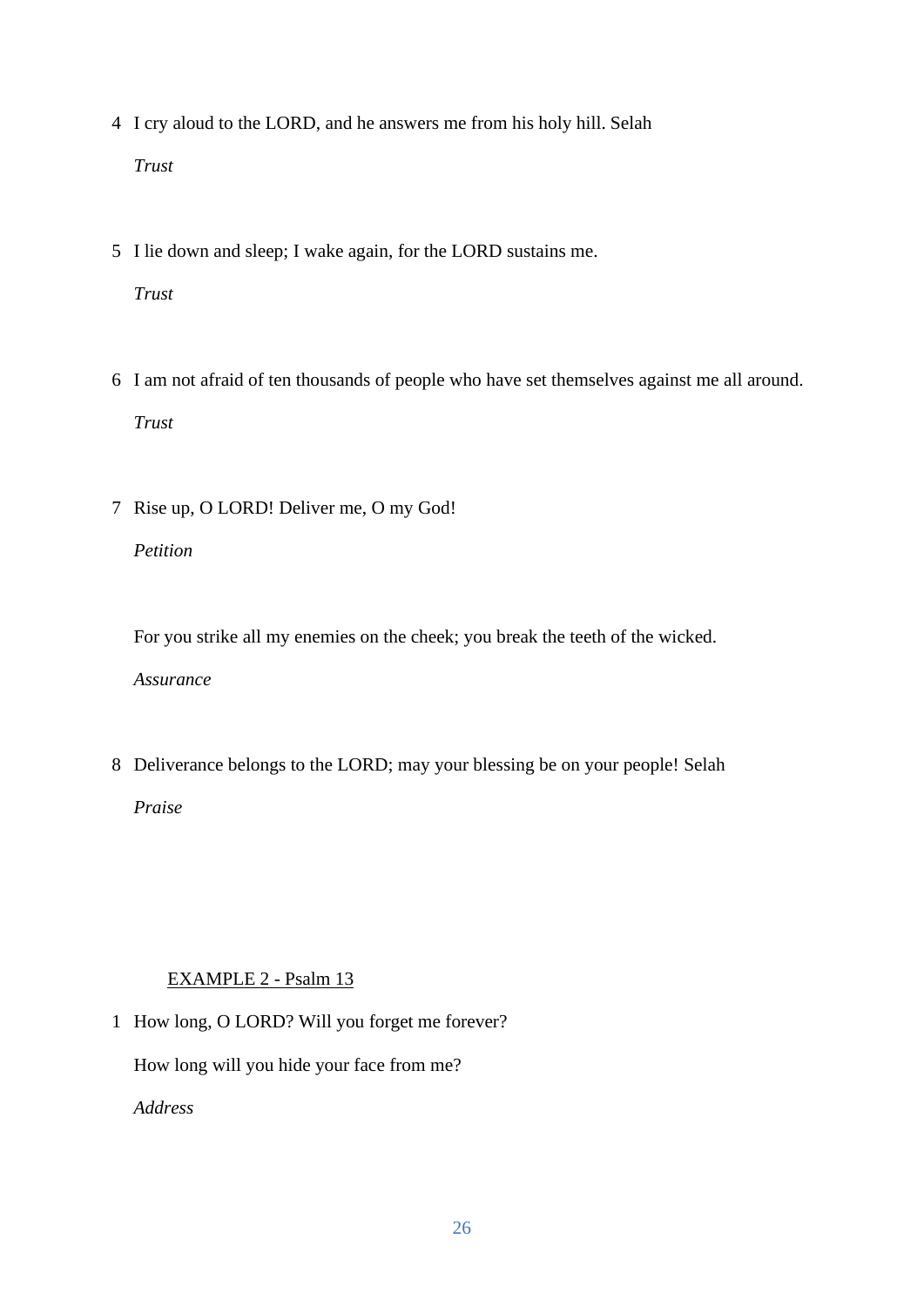4 I cry aloud to the LORD, and he answers me from his holy hill. Selah

*Trust*

5 I lie down and sleep; I wake again, for the LORD sustains me.

*Trust*

6 I am not afraid of ten thousands of people who have set themselves against me all around.

*Trust*

7 Rise up, O LORD! Deliver me, O my God!

*Petition*

For you strike all my enemies on the cheek; you break the teeth of the wicked.

*Assurance*

8 Deliverance belongs to the LORD; may your blessing be on your people! Selah

*Praise*

<u>EXAMPLE 2 - Psalm 13</u>

1 How long, O LORD? Will you forget me forever?

How long will you hide your face from me?

*Address*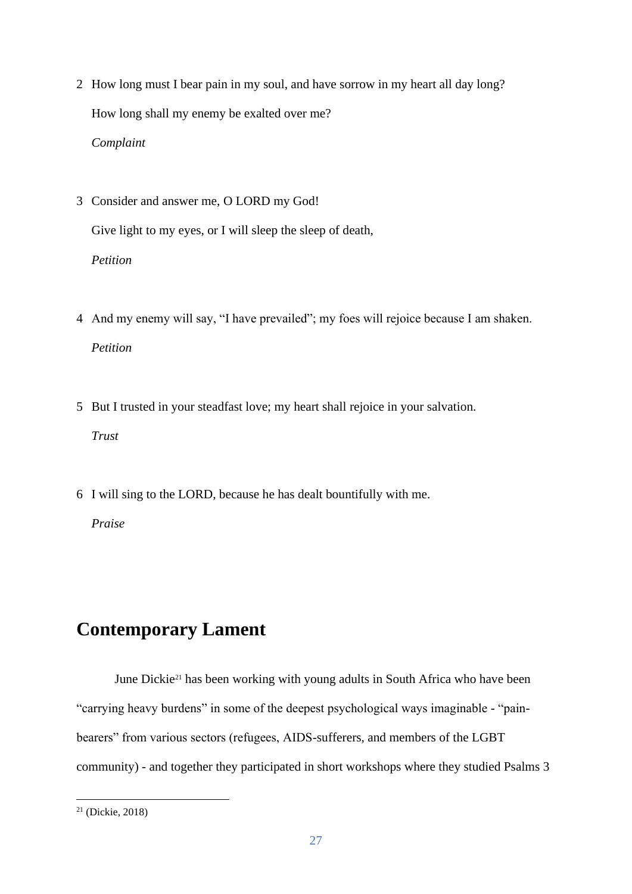2 How long must I bear pain in my soul, and have sorrow in my heart all day long?

How long shall my enemy be exalted over me?

*Complaint*

3 Consider and answer me, O LORD my God!

Give light to my eyes, or I will sleep the sleep of death,

*Petition*

4 And my enemy will say, “I have prevailed”; my foes will rejoice because I am shaken.

*Petition*

5 But I trusted in your steadfast love; my heart shall rejoice in your salvation.

*Trust*

6 I will sing to the LORD, because he has dealt bountifully with me.

*Praise*

## Contemporary Lament

June Dickie[21] has been working with young adults in South Africa who have been “carrying heavy burdens” in some of the deepest psychological ways imaginable - “pain-bearers” from various sectors (refugees, AIDS-sufferers, and members of the LGBT community) - and together they participated in short workshops where they studied Psalms 3

[21] (Dickie, 2018)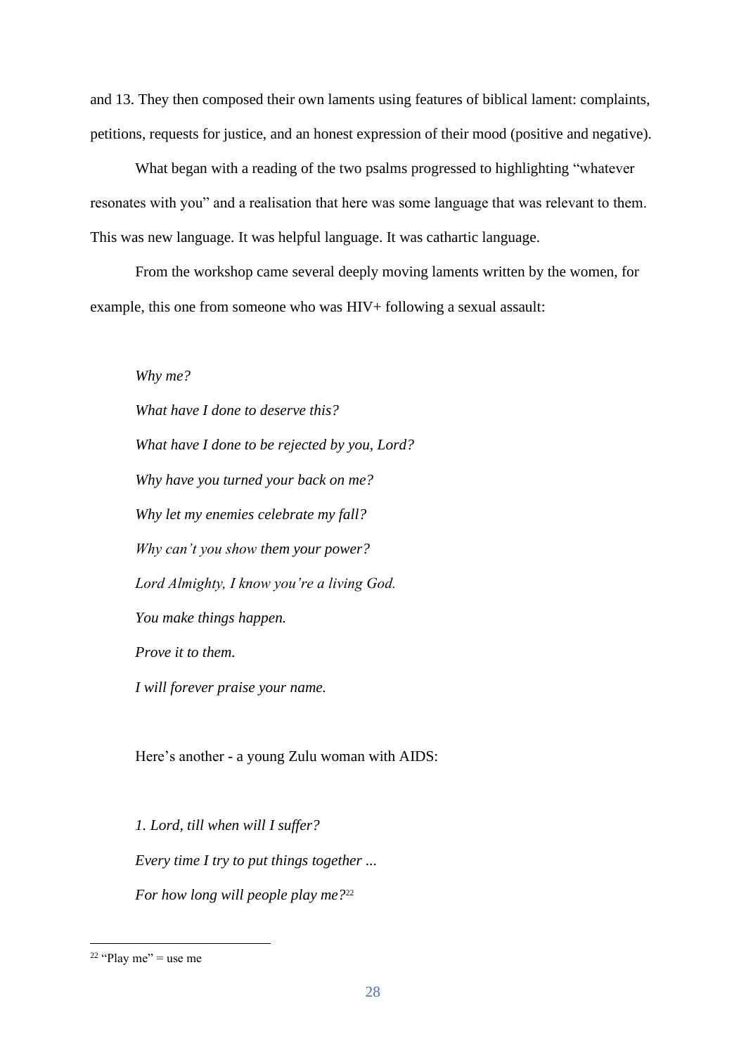and 13. They then composed their own laments using features of biblical lament: complaints, petitions, requests for justice, and an honest expression of their mood (positive and negative).

What began with a reading of the two psalms progressed to highlighting "whatever resonates with you" and a realisation that here was some language that was relevant to them. This was new language. It was helpful language. It was cathartic language.

From the workshop came several deeply moving laments written by the women, for example, this one from someone who was HIV+ following a sexual assault:

*Why me?*

*What have I done to deserve this?*

*What have I done to be rejected by you, Lord?*

*Why have you turned your back on me?*

*Why let my enemies celebrate my fall?*

*Why can't you show them your power?*

*Lord Almighty, I know you're a living God.*

*You make things happen.*

*Prove it to them.*

*I will forever praise your name.*

Here's another - a young Zulu woman with AIDS:

*1. Lord, till when will I suffer?*

*Every time I try to put things together ...*

*For how long will people play me?*[22]

[22] "Play me" = use me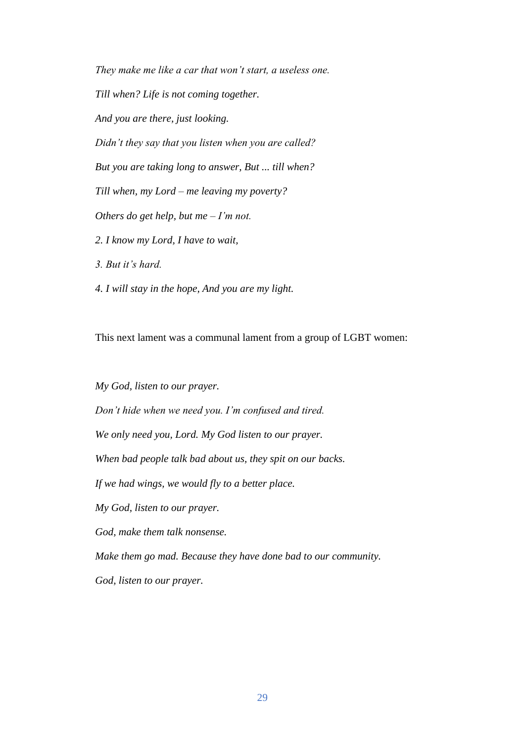*They make me like a car that won't start, a useless one.*

*Till when? Life is not coming together.*

*And you are there, just looking.*

*Didn't they say that you listen when you are called?*

*But you are taking long to answer, But ... till when?*

*Till when, my Lord – me leaving my poverty?*

*Others do get help, but me – I'm not.*

*2. I know my Lord, I have to wait,*

*3. But it's hard.*

*4. I will stay in the hope, And you are my light.*

This next lament was a communal lament from a group of LGBT women:

*My God, listen to our prayer.*

*Don't hide when we need you. I'm confused and tired.*

*We only need you, Lord. My God listen to our prayer.*

*When bad people talk bad about us, they spit on our backs.*

*If we had wings, we would fly to a better place.*

*My God, listen to our prayer.*

*God, make them talk nonsense.*

*Make them go mad. Because they have done bad to our community.*

*God, listen to our prayer.*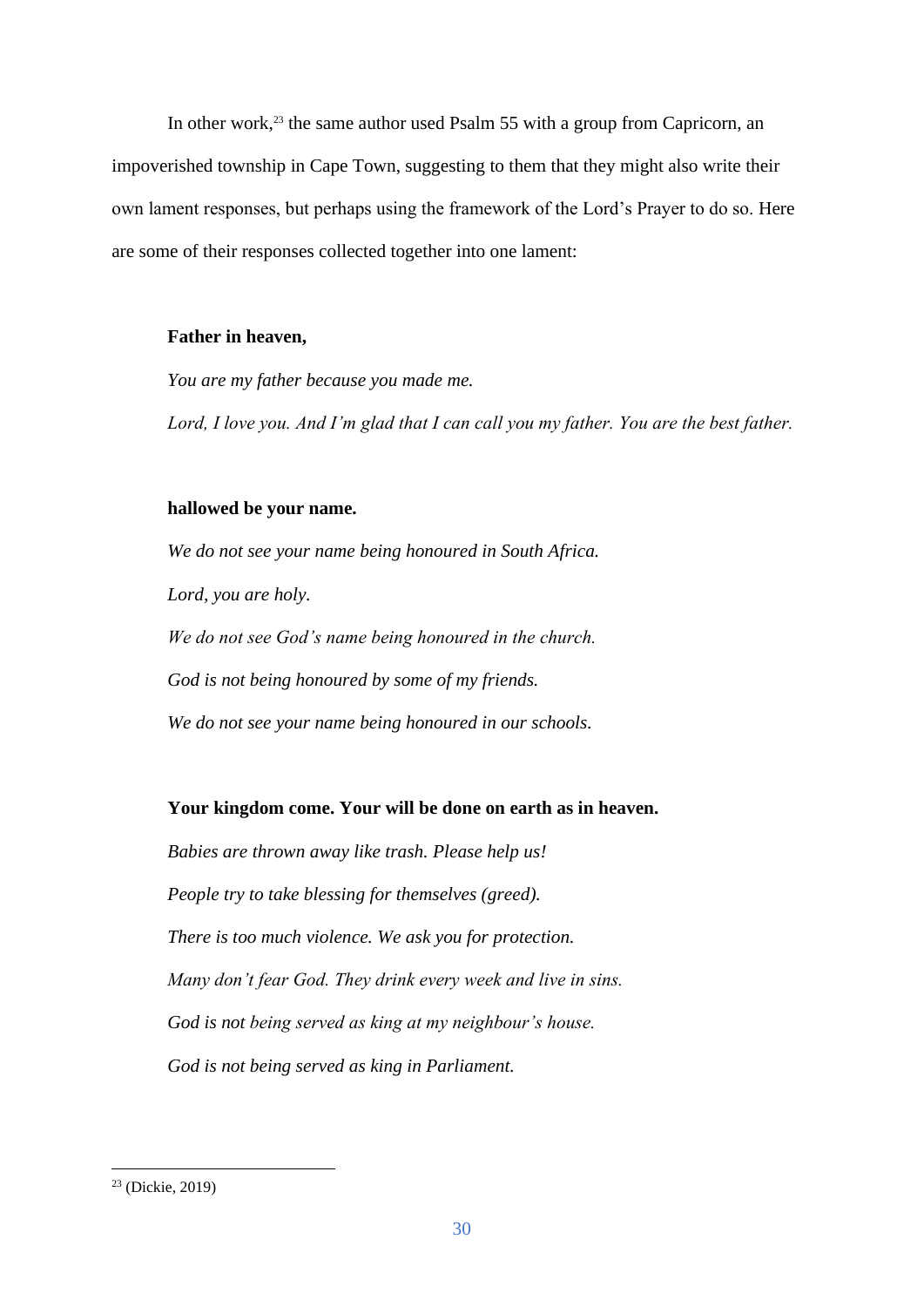In other work,[23] the same author used Psalm 55 with a group from Capricorn, an impoverished township in Cape Town, suggesting to them that they might also write their own lament responses, but perhaps using the framework of the Lord's Prayer to do so. Here are some of their responses collected together into one lament:

**Father in heaven,**

*You are my father because you made me.*

*Lord, I love you. And I'm glad that I can call you my father. You are the best father.*

**hallowed be your name.**

*We do not see your name being honoured in South Africa.*

*Lord, you are holy.*

*We do not see God's name being honoured in the church.*

*God is not being honoured by some of my friends.*

*We do not see your name being honoured in our schools.*

**Your kingdom come. Your will be done on earth as in heaven.**

*Babies are thrown away like trash. Please help us!*

*People try to take blessing for themselves (greed).*

*There is too much violence. We ask you for protection.*

*Many don't fear God. They drink every week and live in sins.*

*God is not being served as king at my neighbour's house.*

*God is not being served as king in Parliament.*

---

[23] (Dickie, 2019)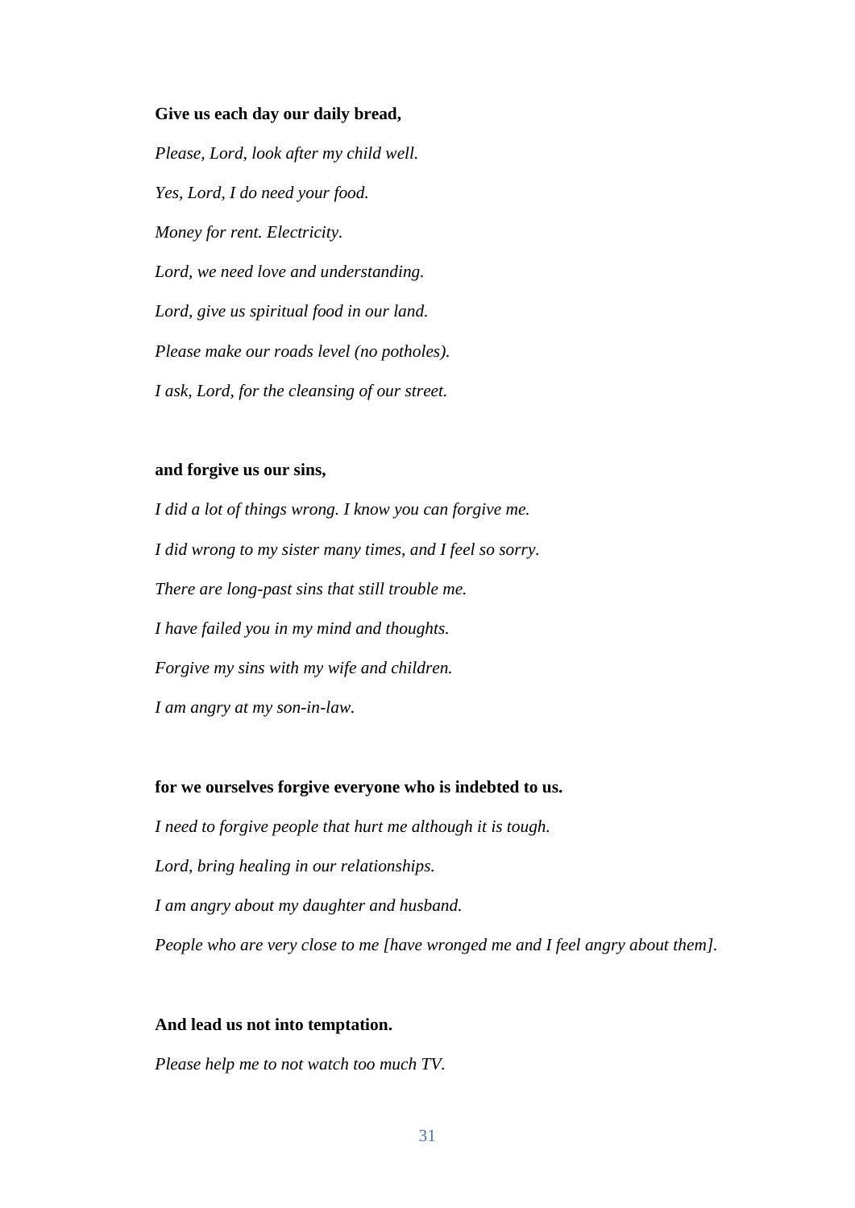**Give us each day our daily bread,**

*Please, Lord, look after my child well.*

*Yes, Lord, I do need your food.*

*Money for rent. Electricity.*

*Lord, we need love and understanding.*

*Lord, give us spiritual food in our land.*

*Please make our roads level (no potholes).*

*I ask, Lord, for the cleansing of our street.*

**and forgive us our sins,**

*I did a lot of things wrong. I know you can forgive me.*

*I did wrong to my sister many times, and I feel so sorry.*

*There are long-past sins that still trouble me.*

*I have failed you in my mind and thoughts.*

*Forgive my sins with my wife and children.*

*I am angry at my son-in-law.*

**for we ourselves forgive everyone who is indebted to us.**

*I need to forgive people that hurt me although it is tough.*

*Lord, bring healing in our relationships.*

*I am angry about my daughter and husband.*

*People who are very close to me [have wronged me and I feel angry about them].*

**And lead us not into temptation.**

*Please help me to not watch too much TV.*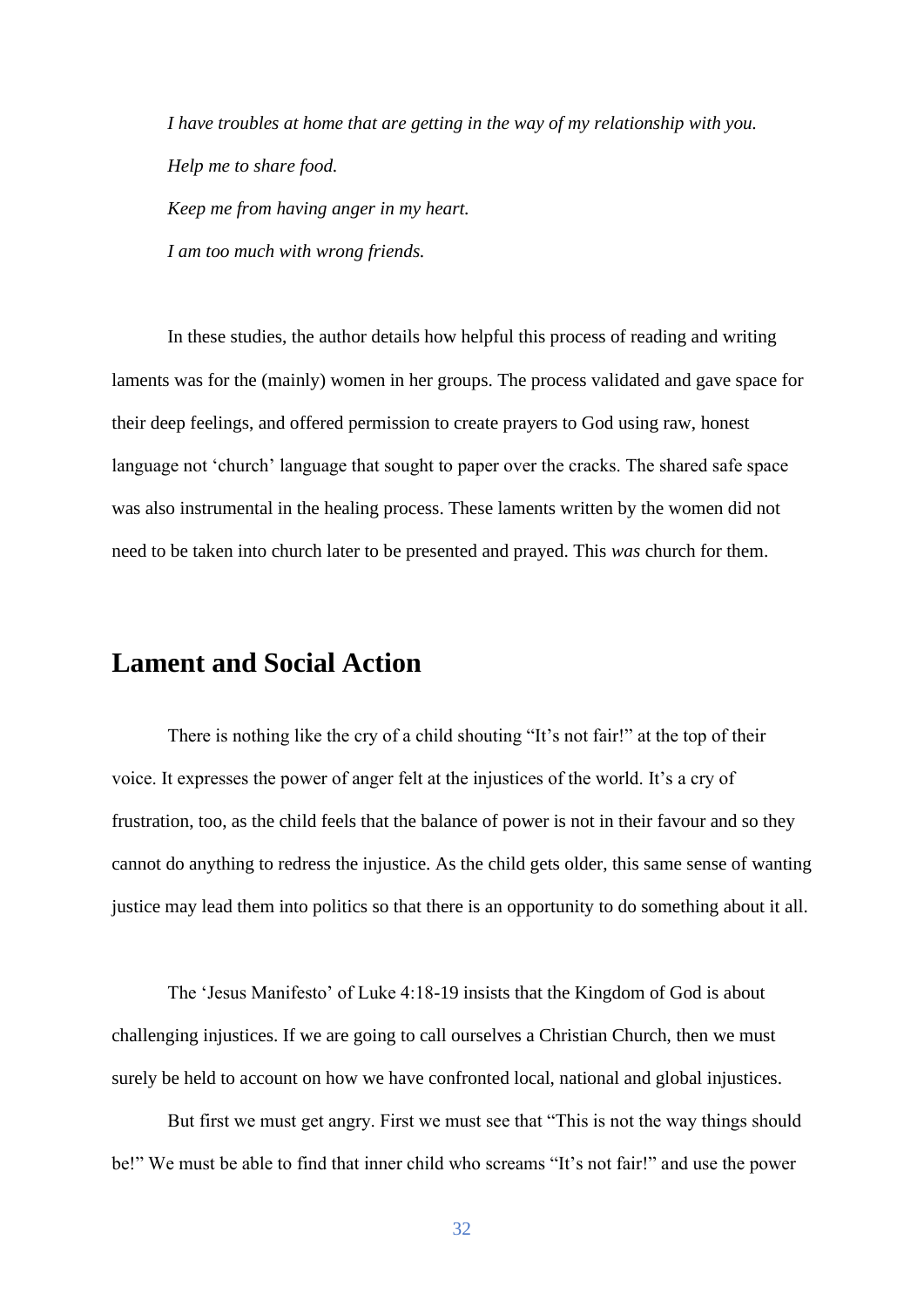*I have troubles at home that are getting in the way of my relationship with you.*

*Help me to share food.*

*Keep me from having anger in my heart.*

*I am too much with wrong friends.*

In these studies, the author details how helpful this process of reading and writing laments was for the (mainly) women in her groups. The process validated and gave space for their deep feelings, and offered permission to create prayers to God using raw, honest language not 'church' language that sought to paper over the cracks. The shared safe space was also instrumental in the healing process. These laments written by the women did not need to be taken into church later to be presented and prayed. This *was* church for them.

## Lament and Social Action

There is nothing like the cry of a child shouting "It's not fair!" at the top of their voice. It expresses the power of anger felt at the injustices of the world. It's a cry of frustration, too, as the child feels that the balance of power is not in their favour and so they cannot do anything to redress the injustice. As the child gets older, this same sense of wanting justice may lead them into politics so that there is an opportunity to do something about it all.

The 'Jesus Manifesto' of Luke 4:18-19 insists that the Kingdom of God is about challenging injustices. If we are going to call ourselves a Christian Church, then we must surely be held to account on how we have confronted local, national and global injustices.

But first we must get angry. First we must see that "This is not the way things should be!" We must be able to find that inner child who screams "It's not fair!" and use the power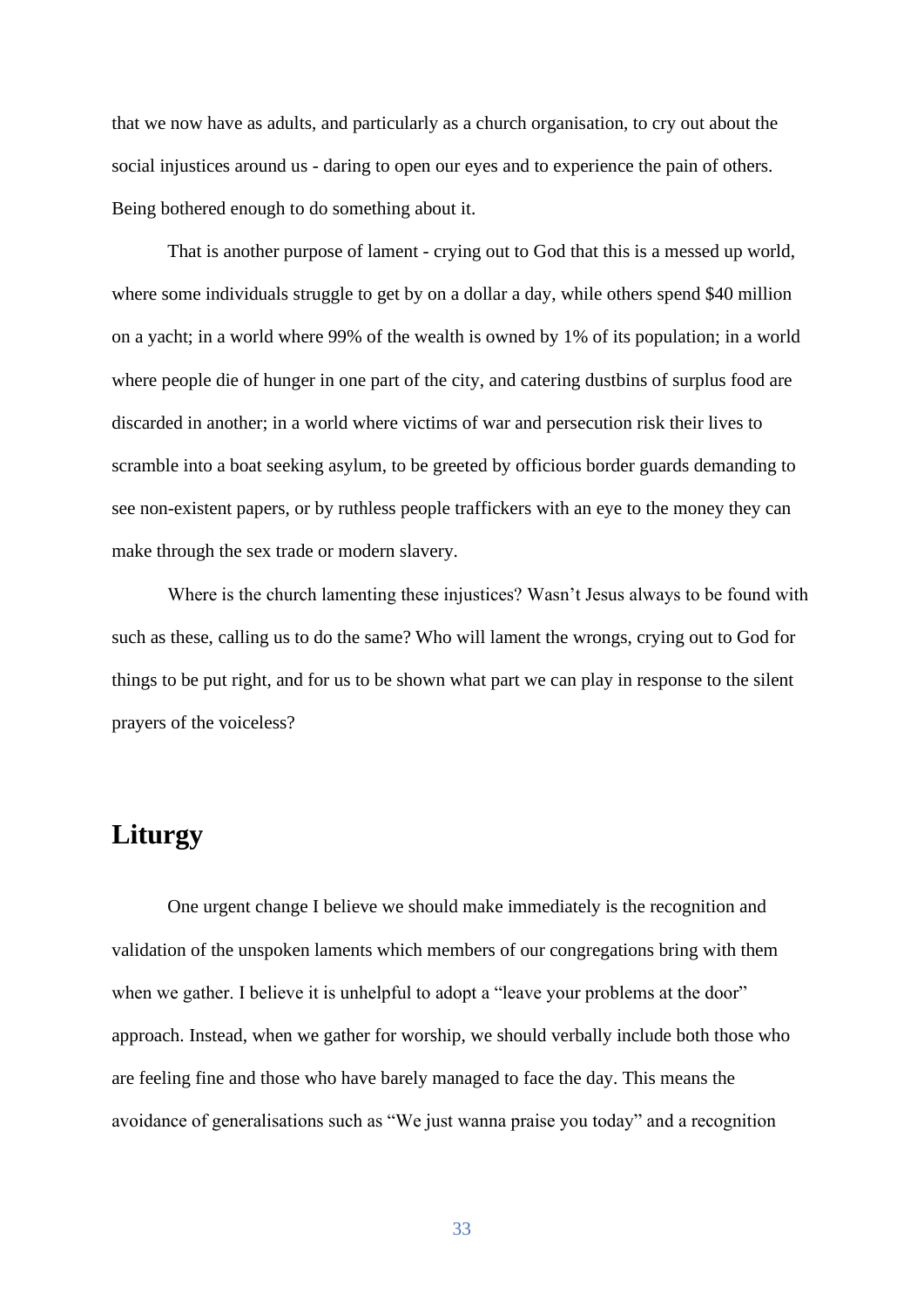that we now have as adults, and particularly as a church organisation, to cry out about the social injustices around us - daring to open our eyes and to experience the pain of others. Being bothered enough to do something about it.

That is another purpose of lament - crying out to God that this is a messed up world, where some individuals struggle to get by on a dollar a day, while others spend $40 million on a yacht; in a world where 99% of the wealth is owned by 1% of its population; in a world where people die of hunger in one part of the city, and catering dustbins of surplus food are discarded in another; in a world where victims of war and persecution risk their lives to scramble into a boat seeking asylum, to be greeted by officious border guards demanding to see non-existent papers, or by ruthless people traffickers with an eye to the money they can make through the sex trade or modern slavery.

Where is the church lamenting these injustices? Wasn't Jesus always to be found with such as these, calling us to do the same? Who will lament the wrongs, crying out to God for things to be put right, and for us to be shown what part we can play in response to the silent prayers of the voiceless?

## Liturgy

One urgent change I believe we should make immediately is the recognition and validation of the unspoken laments which members of our congregations bring with them when we gather. I believe it is unhelpful to adopt a "leave your problems at the door" approach. Instead, when we gather for worship, we should verbally include both those who are feeling fine and those who have barely managed to face the day. This means the avoidance of generalisations such as "We just wanna praise you today" and a recognition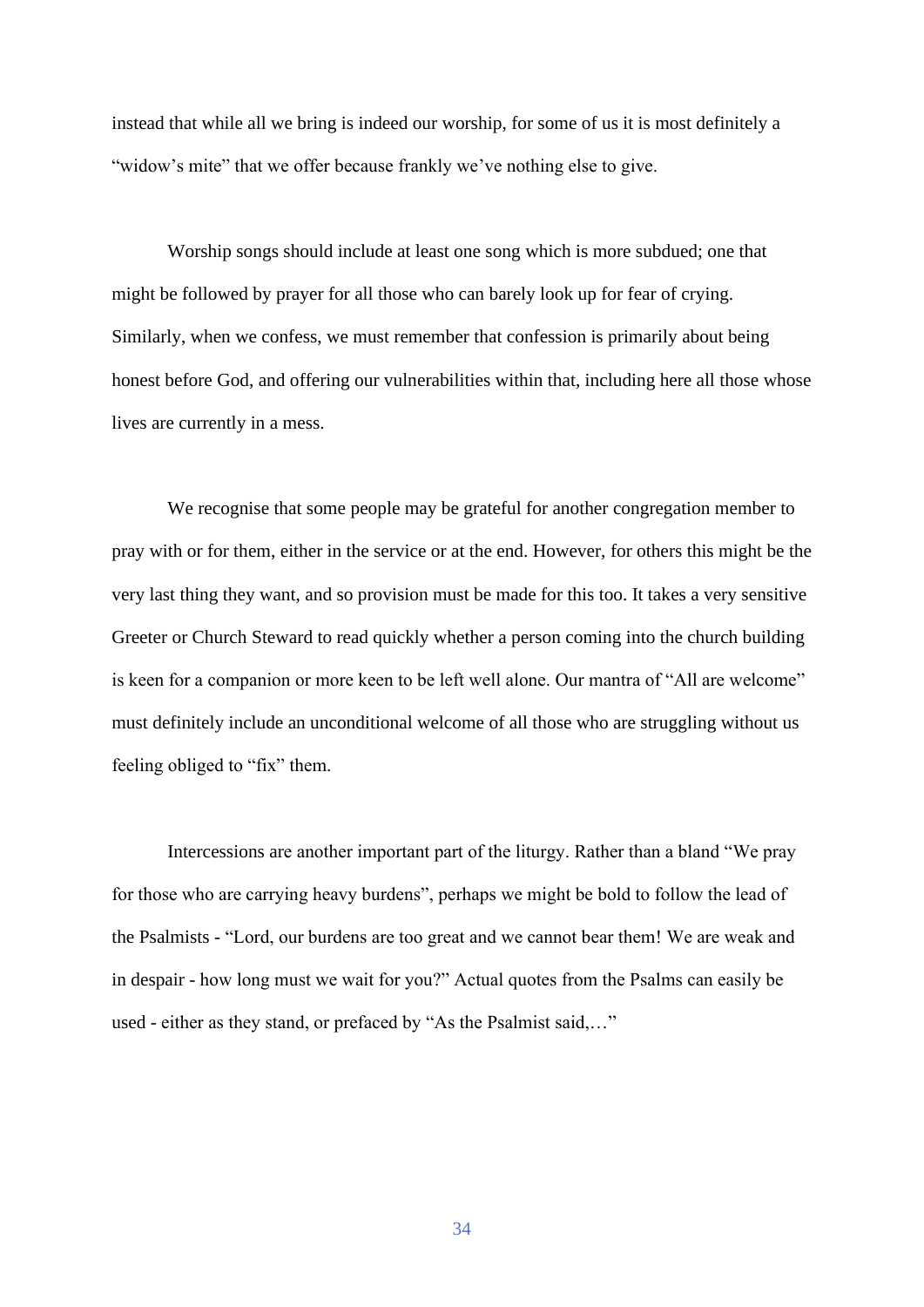instead that while all we bring is indeed our worship, for some of us it is most definitely a "widow's mite" that we offer because frankly we've nothing else to give.

Worship songs should include at least one song which is more subdued; one that might be followed by prayer for all those who can barely look up for fear of crying. Similarly, when we confess, we must remember that confession is primarily about being honest before God, and offering our vulnerabilities within that, including here all those whose lives are currently in a mess.

We recognise that some people may be grateful for another congregation member to pray with or for them, either in the service or at the end. However, for others this might be the very last thing they want, and so provision must be made for this too. It takes a very sensitive Greeter or Church Steward to read quickly whether a person coming into the church building is keen for a companion or more keen to be left well alone. Our mantra of "All are welcome" must definitely include an unconditional welcome of all those who are struggling without us feeling obliged to "fix" them.

Intercessions are another important part of the liturgy. Rather than a bland "We pray for those who are carrying heavy burdens", perhaps we might be bold to follow the lead of the Psalmists - "Lord, our burdens are too great and we cannot bear them! We are weak and in despair - how long must we wait for you?" Actual quotes from the Psalms can easily be used - either as they stand, or prefaced by "As the Psalmist said,…"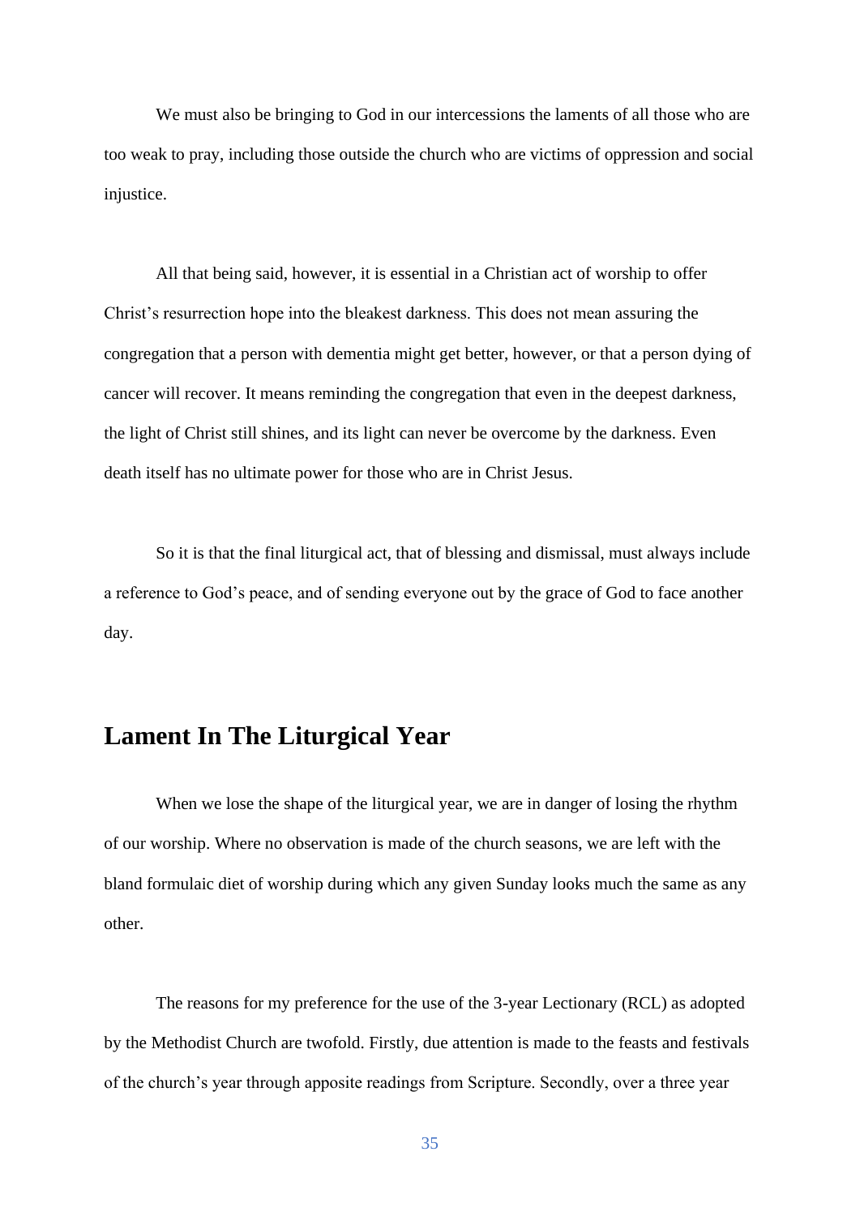We must also be bringing to God in our intercessions the laments of all those who are too weak to pray, including those outside the church who are victims of oppression and social injustice.

All that being said, however, it is essential in a Christian act of worship to offer Christ's resurrection hope into the bleakest darkness. This does not mean assuring the congregation that a person with dementia might get better, however, or that a person dying of cancer will recover. It means reminding the congregation that even in the deepest darkness, the light of Christ still shines, and its light can never be overcome by the darkness. Even death itself has no ultimate power for those who are in Christ Jesus.

So it is that the final liturgical act, that of blessing and dismissal, must always include a reference to God's peace, and of sending everyone out by the grace of God to face another day.

## Lament In The Liturgical Year

When we lose the shape of the liturgical year, we are in danger of losing the rhythm of our worship. Where no observation is made of the church seasons, we are left with the bland formulaic diet of worship during which any given Sunday looks much the same as any other.

The reasons for my preference for the use of the 3-year Lectionary (RCL) as adopted by the Methodist Church are twofold. Firstly, due attention is made to the feasts and festivals of the church's year through apposite readings from Scripture. Secondly, over a three year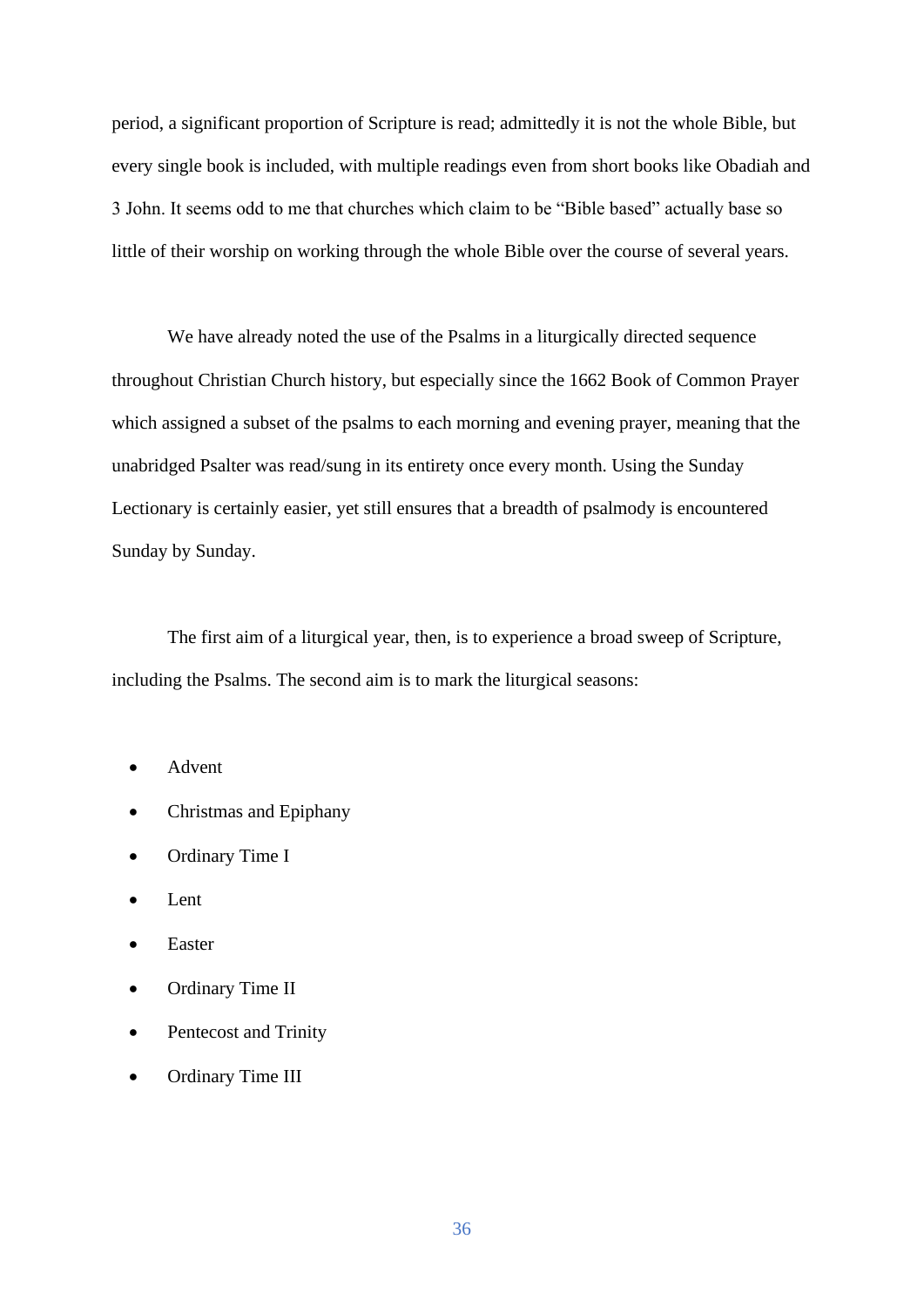period, a significant proportion of Scripture is read; admittedly it is not the whole Bible, but every single book is included, with multiple readings even from short books like Obadiah and 3 John. It seems odd to me that churches which claim to be “Bible based” actually base so little of their worship on working through the whole Bible over the course of several years.

We have already noted the use of the Psalms in a liturgically directed sequence throughout Christian Church history, but especially since the 1662 Book of Common Prayer which assigned a subset of the psalms to each morning and evening prayer, meaning that the unabridged Psalter was read/sung in its entirety once every month. Using the Sunday Lectionary is certainly easier, yet still ensures that a breadth of psalmody is encountered Sunday by Sunday.

The first aim of a liturgical year, then, is to experience a broad sweep of Scripture, including the Psalms. The second aim is to mark the liturgical seasons:

- Advent
- Christmas and Epiphany
- Ordinary Time I
- Lent
- Easter
- Ordinary Time II
- Pentecost and Trinity
- Ordinary Time III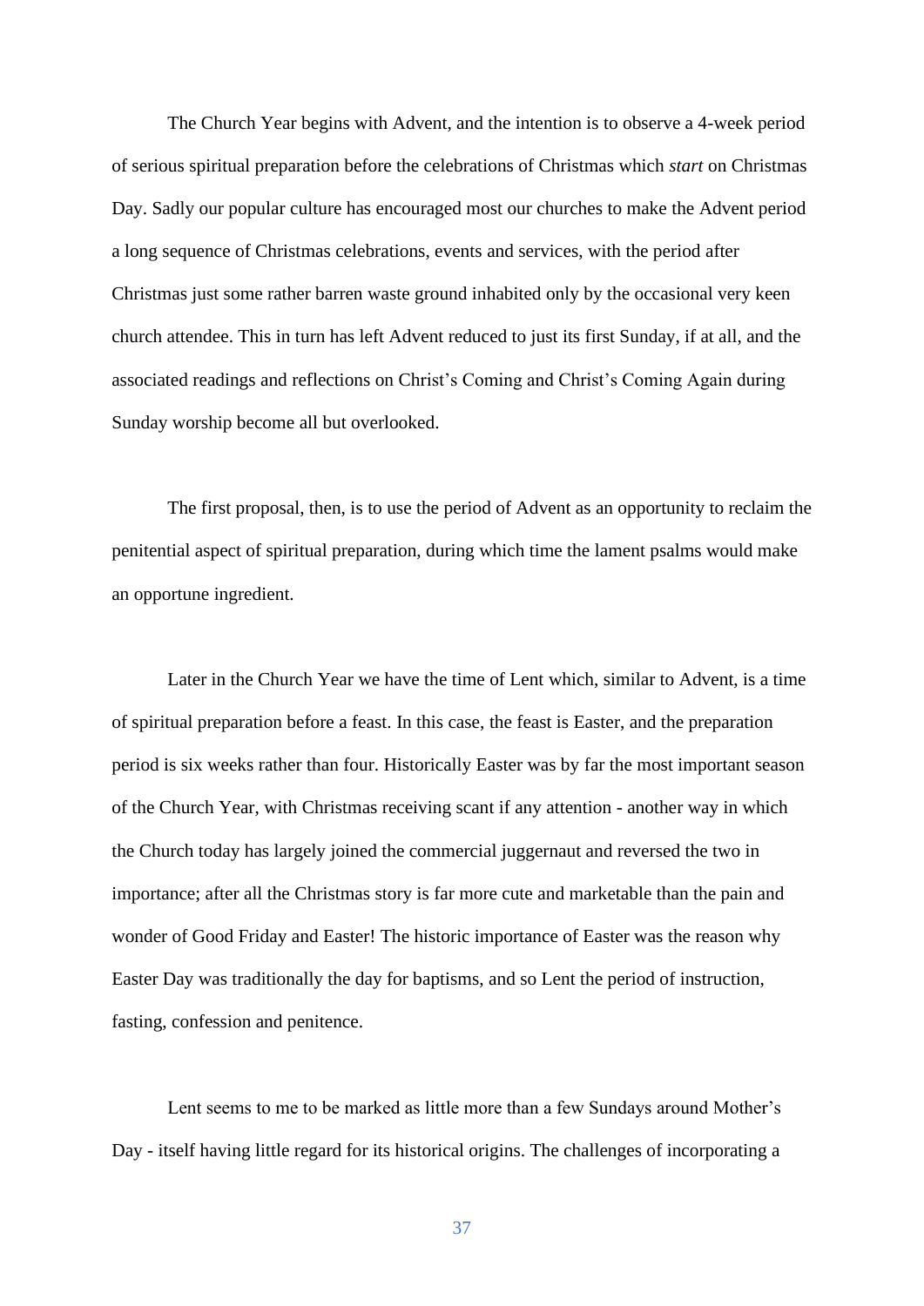The Church Year begins with Advent, and the intention is to observe a 4-week period of serious spiritual preparation before the celebrations of Christmas which *start* on Christmas Day. Sadly our popular culture has encouraged most our churches to make the Advent period a long sequence of Christmas celebrations, events and services, with the period after Christmas just some rather barren waste ground inhabited only by the occasional very keen church attendee. This in turn has left Advent reduced to just its first Sunday, if at all, and the associated readings and reflections on Christ's Coming and Christ's Coming Again during Sunday worship become all but overlooked.

The first proposal, then, is to use the period of Advent as an opportunity to reclaim the penitential aspect of spiritual preparation, during which time the lament psalms would make an opportune ingredient.

Later in the Church Year we have the time of Lent which, similar to Advent, is a time of spiritual preparation before a feast. In this case, the feast is Easter, and the preparation period is six weeks rather than four. Historically Easter was by far the most important season of the Church Year, with Christmas receiving scant if any attention - another way in which the Church today has largely joined the commercial juggernaut and reversed the two in importance; after all the Christmas story is far more cute and marketable than the pain and wonder of Good Friday and Easter! The historic importance of Easter was the reason why Easter Day was traditionally the day for baptisms, and so Lent the period of instruction, fasting, confession and penitence.

Lent seems to me to be marked as little more than a few Sundays around Mother's Day - itself having little regard for its historical origins. The challenges of incorporating a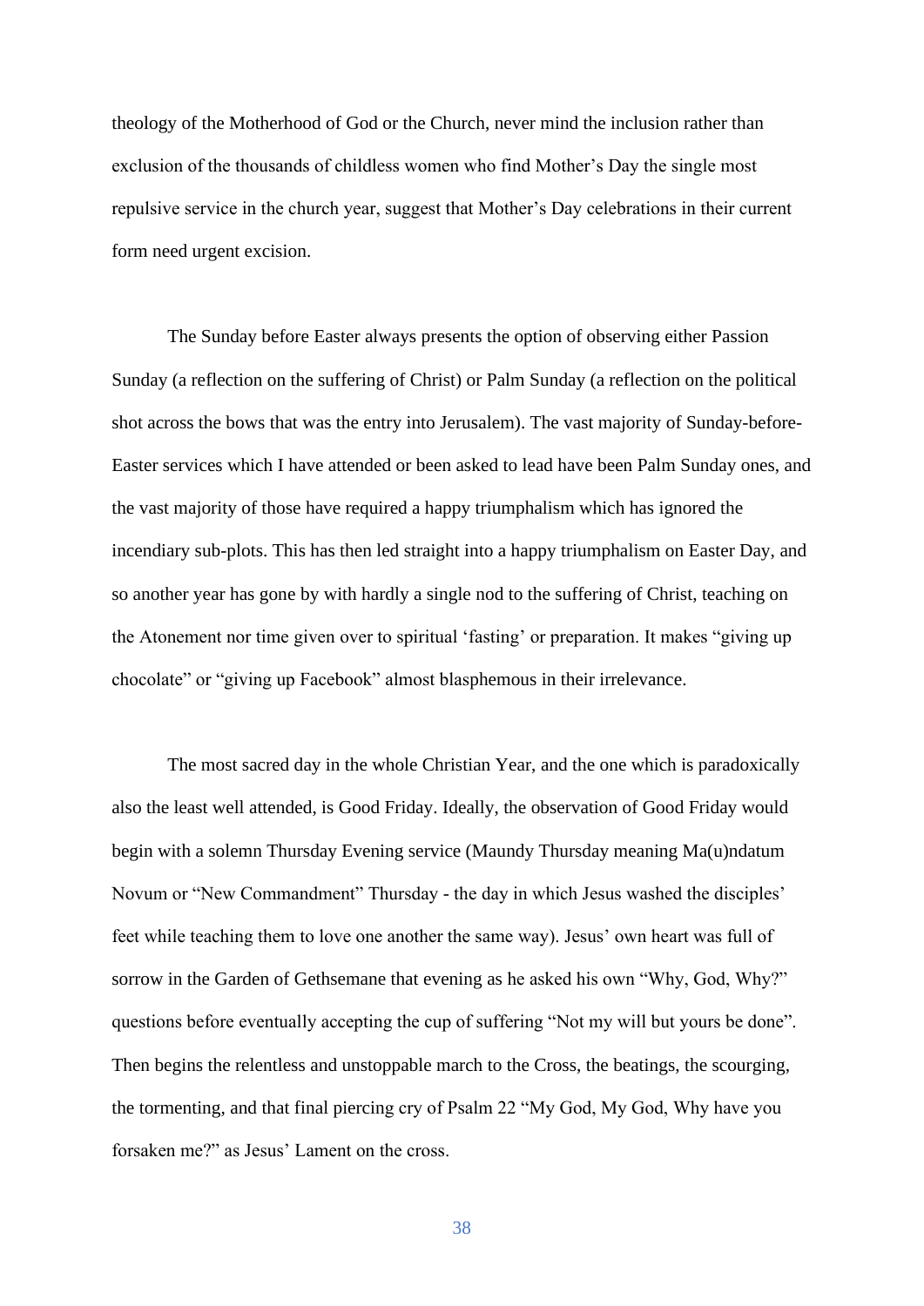theology of the Motherhood of God or the Church, never mind the inclusion rather than exclusion of the thousands of childless women who find Mother's Day the single most repulsive service in the church year, suggest that Mother's Day celebrations in their current form need urgent excision.

The Sunday before Easter always presents the option of observing either Passion Sunday (a reflection on the suffering of Christ) or Palm Sunday (a reflection on the political shot across the bows that was the entry into Jerusalem). The vast majority of Sunday-before-Easter services which I have attended or been asked to lead have been Palm Sunday ones, and the vast majority of those have required a happy triumphalism which has ignored the incendiary sub-plots. This has then led straight into a happy triumphalism on Easter Day, and so another year has gone by with hardly a single nod to the suffering of Christ, teaching on the Atonement nor time given over to spiritual 'fasting' or preparation. It makes "giving up chocolate" or "giving up Facebook" almost blasphemous in their irrelevance.

The most sacred day in the whole Christian Year, and the one which is paradoxically also the least well attended, is Good Friday. Ideally, the observation of Good Friday would begin with a solemn Thursday Evening service (Maundy Thursday meaning Ma(u)ndatum Novum or "New Commandment" Thursday - the day in which Jesus washed the disciples' feet while teaching them to love one another the same way). Jesus' own heart was full of sorrow in the Garden of Gethsemane that evening as he asked his own "Why, God, Why?" questions before eventually accepting the cup of suffering "Not my will but yours be done". Then begins the relentless and unstoppable march to the Cross, the beatings, the scourging, the tormenting, and that final piercing cry of Psalm 22 "My God, My God, Why have you forsaken me?" as Jesus' Lament on the cross.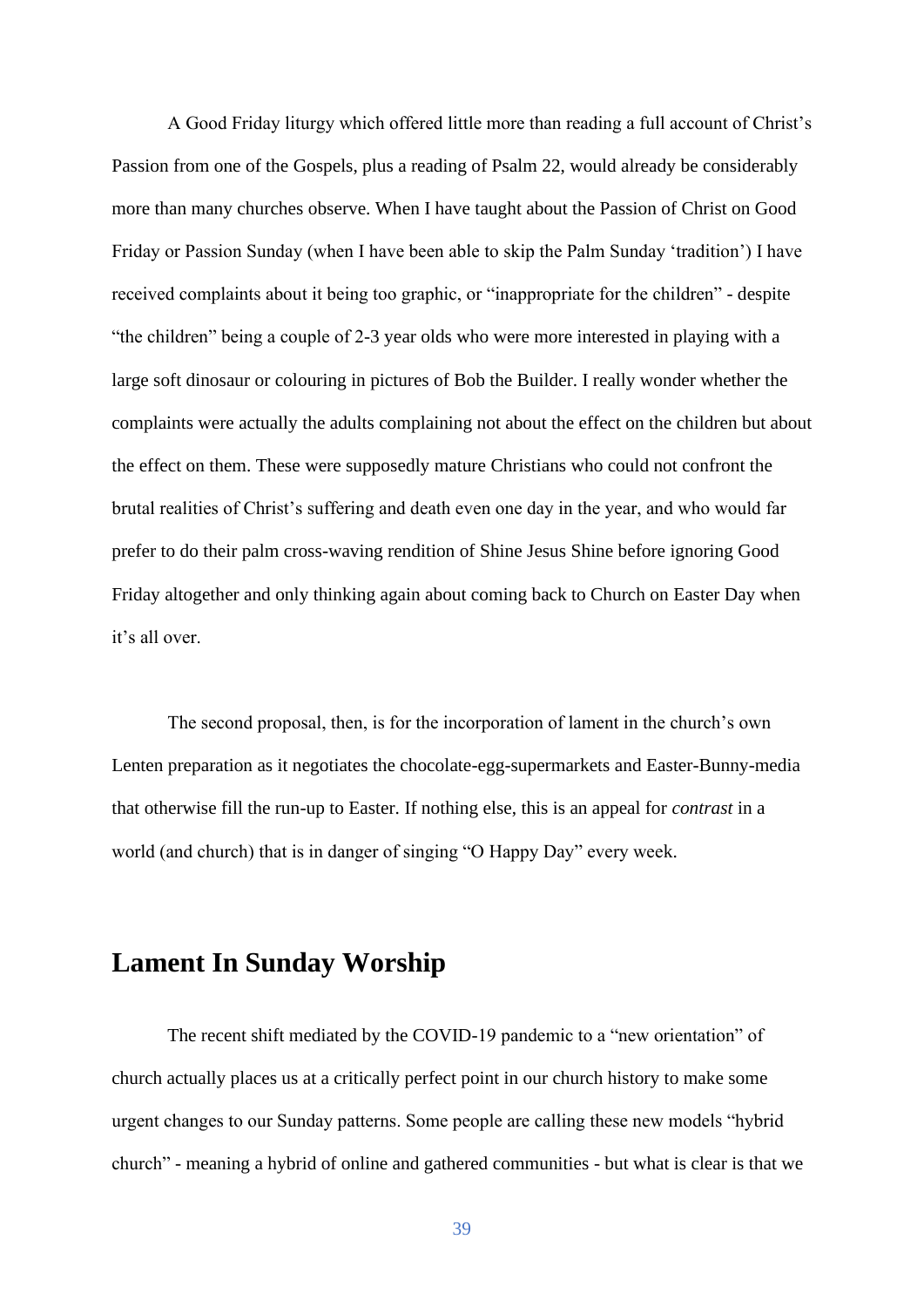A Good Friday liturgy which offered little more than reading a full account of Christ's Passion from one of the Gospels, plus a reading of Psalm 22, would already be considerably more than many churches observe. When I have taught about the Passion of Christ on Good Friday or Passion Sunday (when I have been able to skip the Palm Sunday 'tradition') I have received complaints about it being too graphic, or "inappropriate for the children" - despite "the children" being a couple of 2-3 year olds who were more interested in playing with a large soft dinosaur or colouring in pictures of Bob the Builder. I really wonder whether the complaints were actually the adults complaining not about the effect on the children but about the effect on them. These were supposedly mature Christians who could not confront the brutal realities of Christ's suffering and death even one day in the year, and who would far prefer to do their palm cross-waving rendition of Shine Jesus Shine before ignoring Good Friday altogether and only thinking again about coming back to Church on Easter Day when it's all over.

The second proposal, then, is for the incorporation of lament in the church's own Lenten preparation as it negotiates the chocolate-egg-supermarkets and Easter-Bunny-media that otherwise fill the run-up to Easter. If nothing else, this is an appeal for *contrast* in a world (and church) that is in danger of singing "O Happy Day" every week.

## Lament In Sunday Worship

The recent shift mediated by the COVID-19 pandemic to a "new orientation" of church actually places us at a critically perfect point in our church history to make some urgent changes to our Sunday patterns. Some people are calling these new models "hybrid church" - meaning a hybrid of online and gathered communities - but what is clear is that we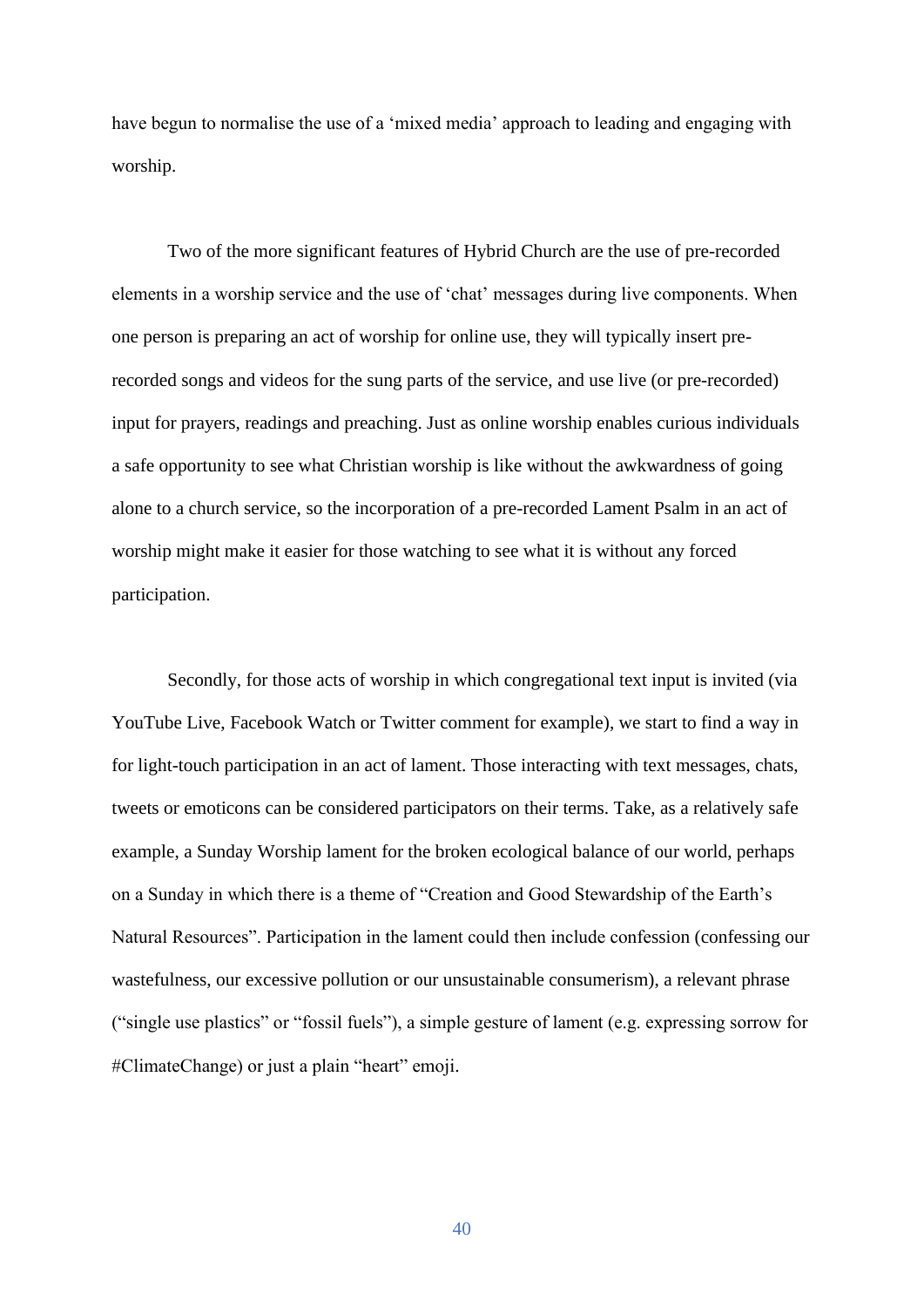have begun to normalise the use of a 'mixed media' approach to leading and engaging with worship.

Two of the more significant features of Hybrid Church are the use of pre-recorded elements in a worship service and the use of 'chat' messages during live components. When one person is preparing an act of worship for online use, they will typically insert pre-recorded songs and videos for the sung parts of the service, and use live (or pre-recorded) input for prayers, readings and preaching. Just as online worship enables curious individuals a safe opportunity to see what Christian worship is like without the awkwardness of going alone to a church service, so the incorporation of a pre-recorded Lament Psalm in an act of worship might make it easier for those watching to see what it is without any forced participation.

Secondly, for those acts of worship in which congregational text input is invited (via YouTube Live, Facebook Watch or Twitter comment for example), we start to find a way in for light-touch participation in an act of lament. Those interacting with text messages, chats, tweets or emoticons can be considered participators on their terms. Take, as a relatively safe example, a Sunday Worship lament for the broken ecological balance of our world, perhaps on a Sunday in which there is a theme of "Creation and Good Stewardship of the Earth's Natural Resources". Participation in the lament could then include confession (confessing our wastefulness, our excessive pollution or our unsustainable consumerism), a relevant phrase ("single use plastics" or "fossil fuels"), a simple gesture of lament (e.g. expressing sorrow for #ClimateChange) or just a plain "heart" emoji.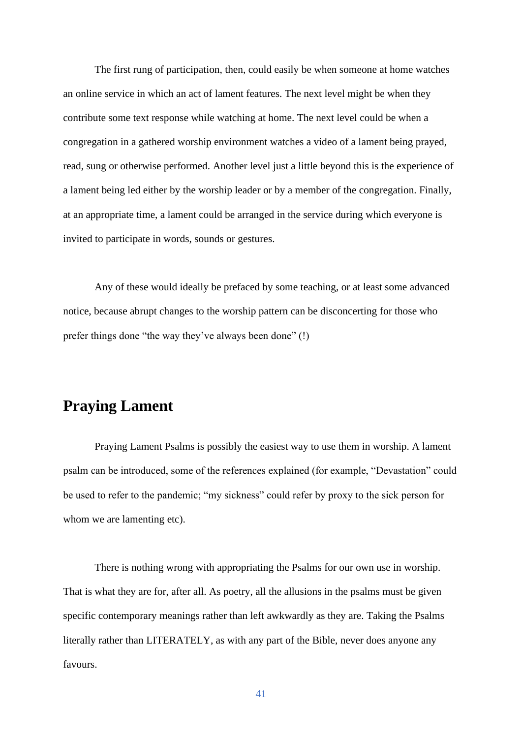The first rung of participation, then, could easily be when someone at home watches an online service in which an act of lament features. The next level might be when they contribute some text response while watching at home. The next level could be when a congregation in a gathered worship environment watches a video of a lament being prayed, read, sung or otherwise performed. Another level just a little beyond this is the experience of a lament being led either by the worship leader or by a member of the congregation. Finally, at an appropriate time, a lament could be arranged in the service during which everyone is invited to participate in words, sounds or gestures.

Any of these would ideally be prefaced by some teaching, or at least some advanced notice, because abrupt changes to the worship pattern can be disconcerting for those who prefer things done "the way they've always been done" (!)

## Praying Lament

Praying Lament Psalms is possibly the easiest way to use them in worship. A lament psalm can be introduced, some of the references explained (for example, "Devastation" could be used to refer to the pandemic; "my sickness" could refer by proxy to the sick person for whom we are lamenting etc).

There is nothing wrong with appropriating the Psalms for our own use in worship. That is what they are for, after all. As poetry, all the allusions in the psalms must be given specific contemporary meanings rather than left awkwardly as they are. Taking the Psalms literally rather than LITERATELY, as with any part of the Bible, never does anyone any favours.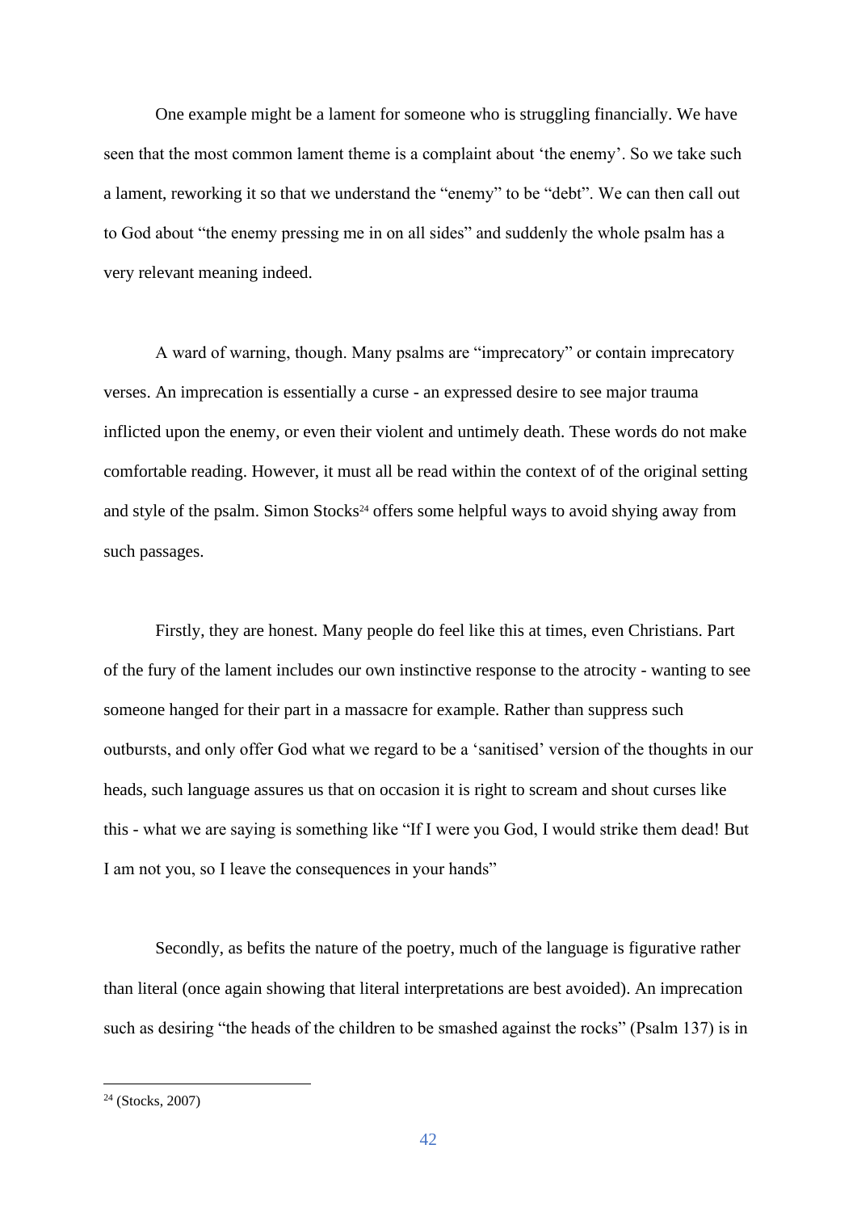One example might be a lament for someone who is struggling financially. We have seen that the most common lament theme is a complaint about 'the enemy'. So we take such a lament, reworking it so that we understand the "enemy" to be "debt". We can then call out to God about "the enemy pressing me in on all sides" and suddenly the whole psalm has a very relevant meaning indeed.

A ward of warning, though. Many psalms are "imprecatory" or contain imprecatory verses. An imprecation is essentially a curse - an expressed desire to see major trauma inflicted upon the enemy, or even their violent and untimely death. These words do not make comfortable reading. However, it must all be read within the context of of the original setting and style of the psalm. Simon Stocks[24] offers some helpful ways to avoid shying away from such passages.

Firstly, they are honest. Many people do feel like this at times, even Christians. Part of the fury of the lament includes our own instinctive response to the atrocity - wanting to see someone hanged for their part in a massacre for example. Rather than suppress such outbursts, and only offer God what we regard to be a 'sanitised' version of the thoughts in our heads, such language assures us that on occasion it is right to scream and shout curses like this - what we are saying is something like "If I were you God, I would strike them dead! But I am not you, so I leave the consequences in your hands"

Secondly, as befits the nature of the poetry, much of the language is figurative rather than literal (once again showing that literal interpretations are best avoided). An imprecation such as desiring "the heads of the children to be smashed against the rocks" (Psalm 137) is in

[24] (Stocks, 2007)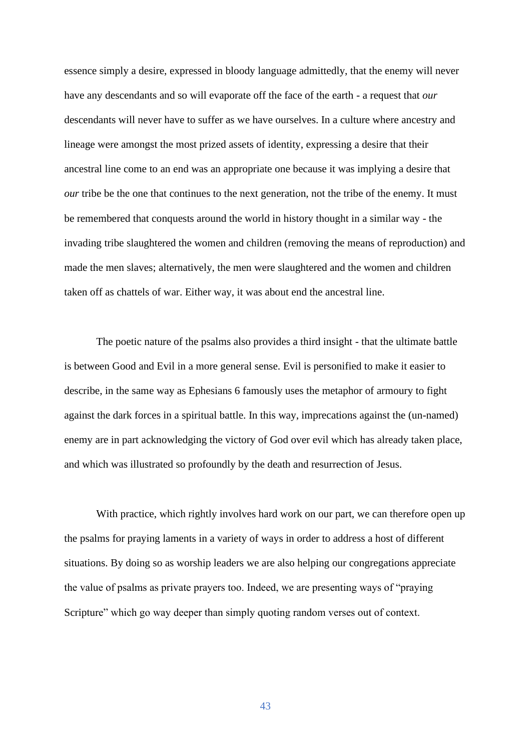essence simply a desire, expressed in bloody language admittedly, that the enemy will never have any descendants and so will evaporate off the face of the earth - a request that *our* descendants will never have to suffer as we have ourselves. In a culture where ancestry and lineage were amongst the most prized assets of identity, expressing a desire that their ancestral line come to an end was an appropriate one because it was implying a desire that *our* tribe be the one that continues to the next generation, not the tribe of the enemy. It must be remembered that conquests around the world in history thought in a similar way - the invading tribe slaughtered the women and children (removing the means of reproduction) and made the men slaves; alternatively, the men were slaughtered and the women and children taken off as chattels of war. Either way, it was about end the ancestral line.

The poetic nature of the psalms also provides a third insight - that the ultimate battle is between Good and Evil in a more general sense. Evil is personified to make it easier to describe, in the same way as Ephesians 6 famously uses the metaphor of armoury to fight against the dark forces in a spiritual battle. In this way, imprecations against the (un-named) enemy are in part acknowledging the victory of God over evil which has already taken place, and which was illustrated so profoundly by the death and resurrection of Jesus.

With practice, which rightly involves hard work on our part, we can therefore open up the psalms for praying laments in a variety of ways in order to address a host of different situations. By doing so as worship leaders we are also helping our congregations appreciate the value of psalms as private prayers too. Indeed, we are presenting ways of "praying Scripture" which go way deeper than simply quoting random verses out of context.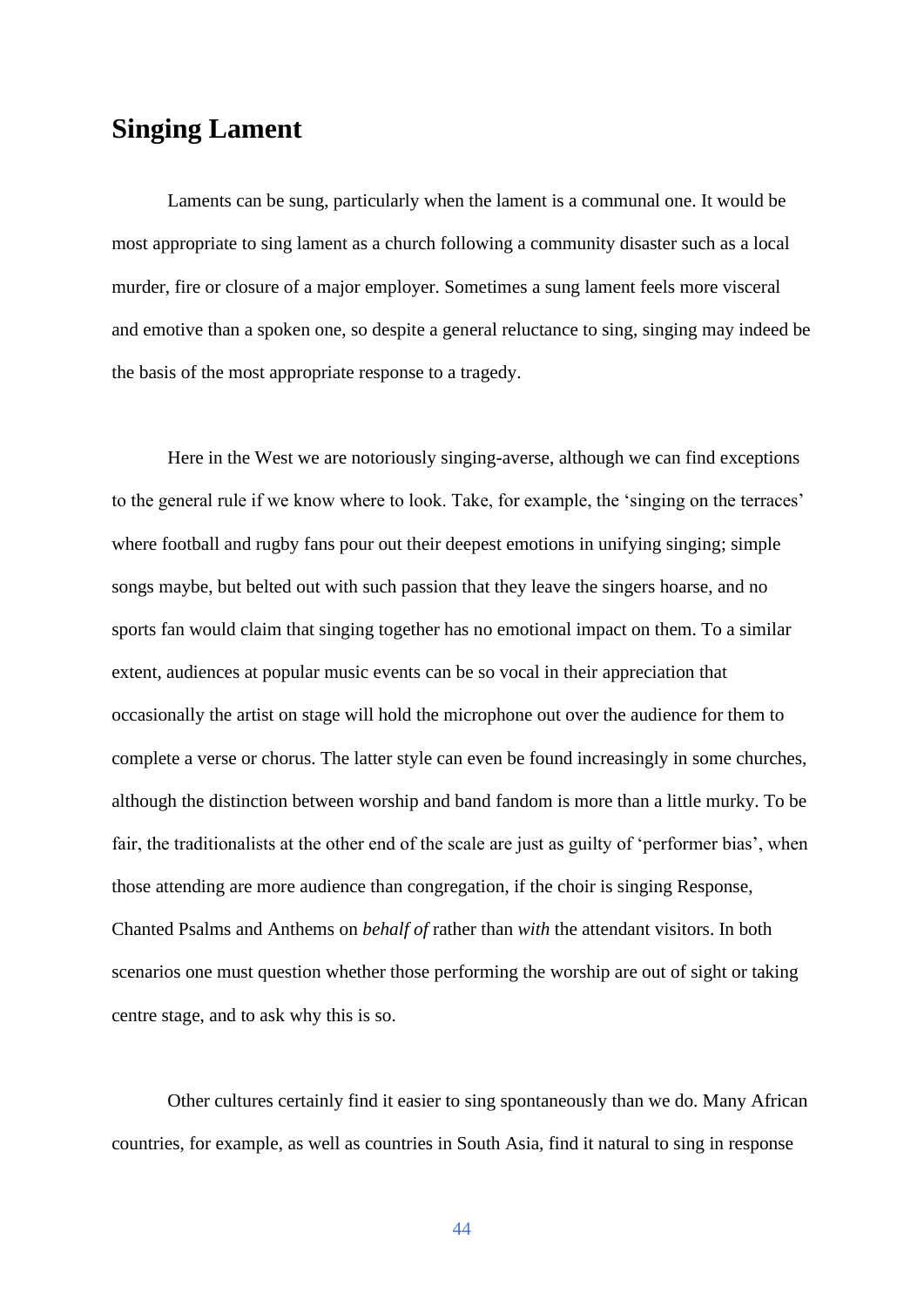## Singing Lament

Laments can be sung, particularly when the lament is a communal one. It would be most appropriate to sing lament as a church following a community disaster such as a local murder, fire or closure of a major employer. Sometimes a sung lament feels more visceral and emotive than a spoken one, so despite a general reluctance to sing, singing may indeed be the basis of the most appropriate response to a tragedy.

Here in the West we are notoriously singing-averse, although we can find exceptions to the general rule if we know where to look. Take, for example, the 'singing on the terraces' where football and rugby fans pour out their deepest emotions in unifying singing; simple songs maybe, but belted out with such passion that they leave the singers hoarse, and no sports fan would claim that singing together has no emotional impact on them. To a similar extent, audiences at popular music events can be so vocal in their appreciation that occasionally the artist on stage will hold the microphone out over the audience for them to complete a verse or chorus. The latter style can even be found increasingly in some churches, although the distinction between worship and band fandom is more than a little murky. To be fair, the traditionalists at the other end of the scale are just as guilty of 'performer bias', when those attending are more audience than congregation, if the choir is singing Response, Chanted Psalms and Anthems on *behalf of* rather than *with* the attendant visitors. In both scenarios one must question whether those performing the worship are out of sight or taking centre stage, and to ask why this is so.

Other cultures certainly find it easier to sing spontaneously than we do. Many African countries, for example, as well as countries in South Asia, find it natural to sing in response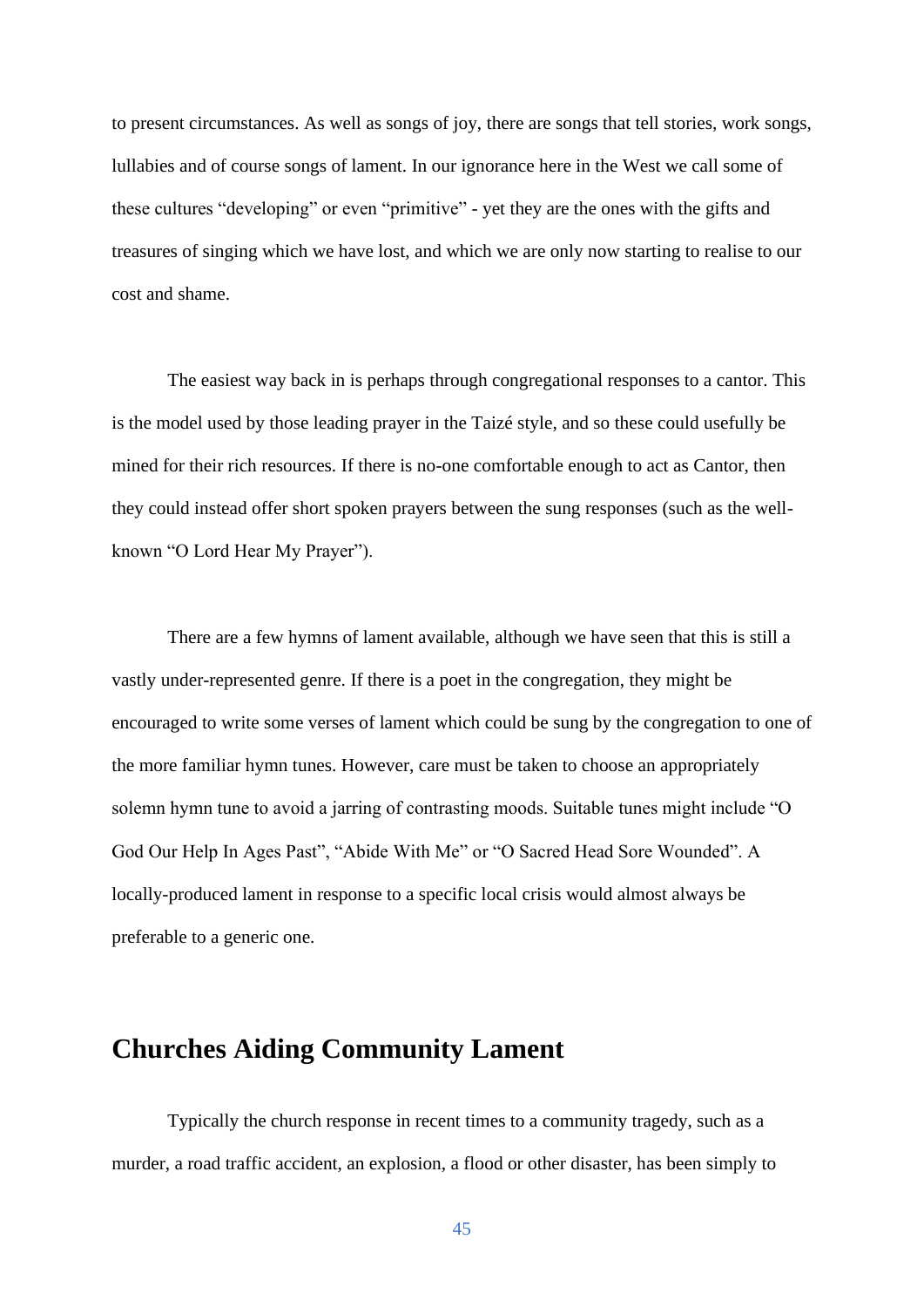to present circumstances. As well as songs of joy, there are songs that tell stories, work songs, lullabies and of course songs of lament. In our ignorance here in the West we call some of these cultures "developing" or even "primitive" - yet they are the ones with the gifts and treasures of singing which we have lost, and which we are only now starting to realise to our cost and shame.

The easiest way back in is perhaps through congregational responses to a cantor. This is the model used by those leading prayer in the Taizé style, and so these could usefully be mined for their rich resources. If there is no-one comfortable enough to act as Cantor, then they could instead offer short spoken prayers between the sung responses (such as the well-known "O Lord Hear My Prayer").

There are a few hymns of lament available, although we have seen that this is still a vastly under-represented genre. If there is a poet in the congregation, they might be encouraged to write some verses of lament which could be sung by the congregation to one of the more familiar hymn tunes. However, care must be taken to choose an appropriately solemn hymn tune to avoid a jarring of contrasting moods. Suitable tunes might include "O God Our Help In Ages Past", "Abide With Me" or "O Sacred Head Sore Wounded". A locally-produced lament in response to a specific local crisis would almost always be preferable to a generic one.

## Churches Aiding Community Lament

Typically the church response in recent times to a community tragedy, such as a murder, a road traffic accident, an explosion, a flood or other disaster, has been simply to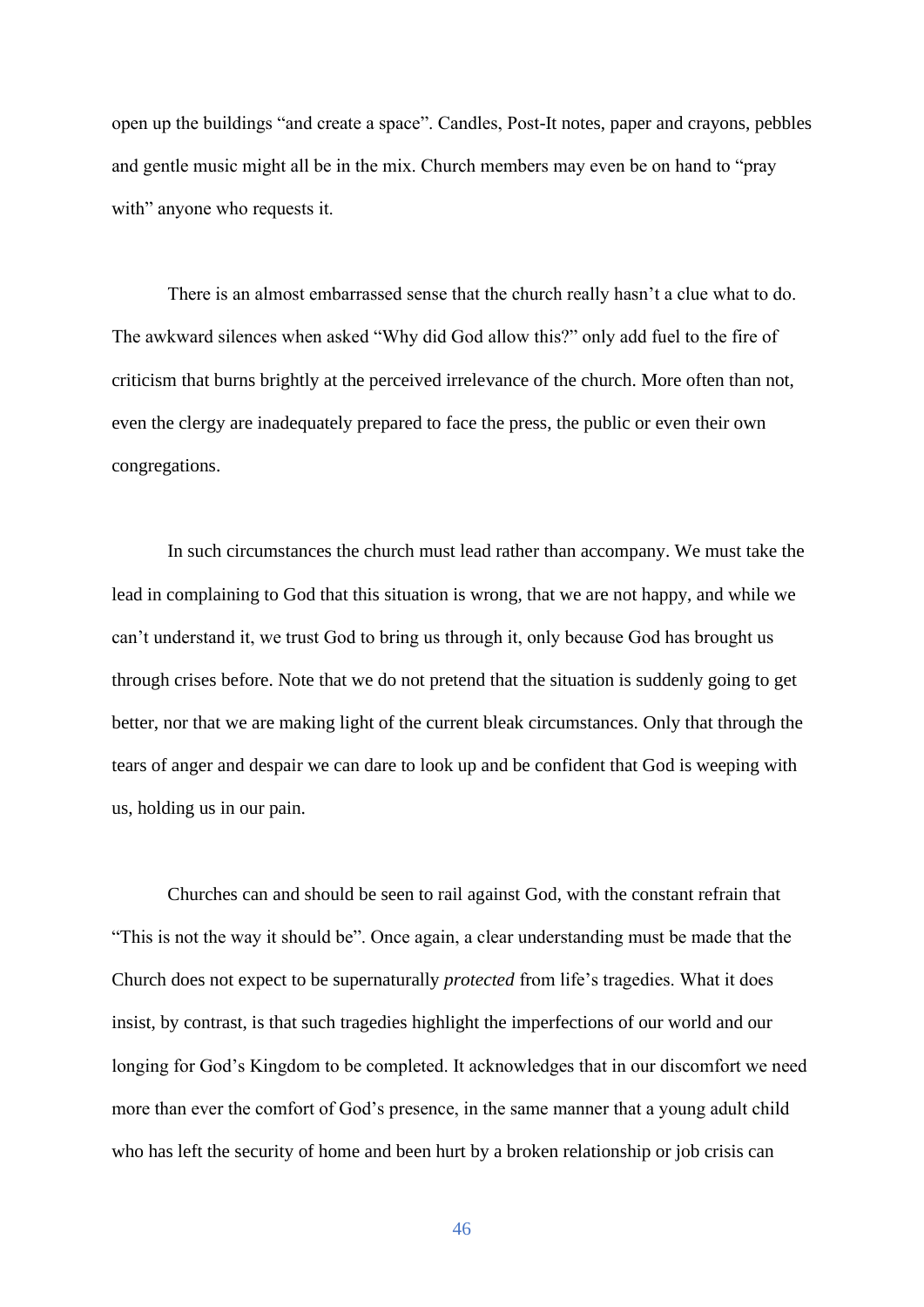open up the buildings "and create a space". Candles, Post-It notes, paper and crayons, pebbles and gentle music might all be in the mix. Church members may even be on hand to "pray with" anyone who requests it.

There is an almost embarrassed sense that the church really hasn't a clue what to do. The awkward silences when asked "Why did God allow this?" only add fuel to the fire of criticism that burns brightly at the perceived irrelevance of the church. More often than not, even the clergy are inadequately prepared to face the press, the public or even their own congregations.

In such circumstances the church must lead rather than accompany. We must take the lead in complaining to God that this situation is wrong, that we are not happy, and while we can't understand it, we trust God to bring us through it, only because God has brought us through crises before. Note that we do not pretend that the situation is suddenly going to get better, nor that we are making light of the current bleak circumstances. Only that through the tears of anger and despair we can dare to look up and be confident that God is weeping with us, holding us in our pain.

Churches can and should be seen to rail against God, with the constant refrain that "This is not the way it should be". Once again, a clear understanding must be made that the Church does not expect to be supernaturally *protected* from life's tragedies. What it does insist, by contrast, is that such tragedies highlight the imperfections of our world and our longing for God's Kingdom to be completed. It acknowledges that in our discomfort we need more than ever the comfort of God's presence, in the same manner that a young adult child who has left the security of home and been hurt by a broken relationship or job crisis can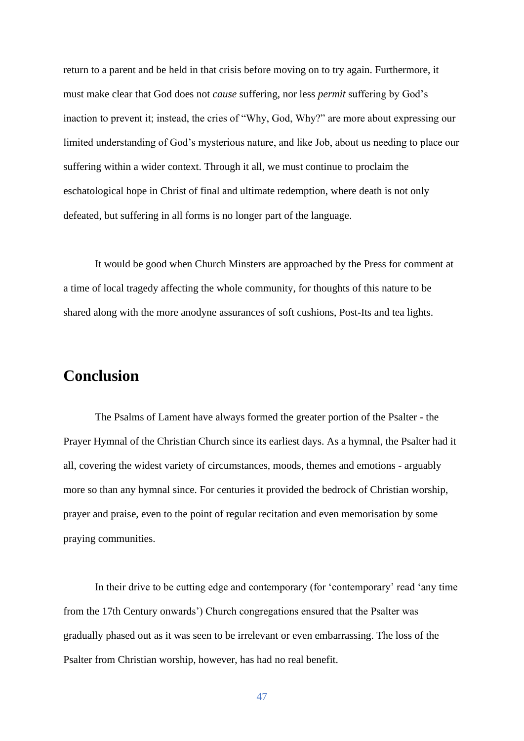return to a parent and be held in that crisis before moving on to try again. Furthermore, it must make clear that God does not *cause* suffering, nor less *permit* suffering by God's inaction to prevent it; instead, the cries of "Why, God, Why?" are more about expressing our limited understanding of God's mysterious nature, and like Job, about us needing to place our suffering within a wider context. Through it all, we must continue to proclaim the eschatological hope in Christ of final and ultimate redemption, where death is not only defeated, but suffering in all forms is no longer part of the language.

It would be good when Church Minsters are approached by the Press for comment at a time of local tragedy affecting the whole community, for thoughts of this nature to be shared along with the more anodyne assurances of soft cushions, Post-Its and tea lights.

## Conclusion

The Psalms of Lament have always formed the greater portion of the Psalter - the Prayer Hymnal of the Christian Church since its earliest days. As a hymnal, the Psalter had it all, covering the widest variety of circumstances, moods, themes and emotions - arguably more so than any hymnal since. For centuries it provided the bedrock of Christian worship, prayer and praise, even to the point of regular recitation and even memorisation by some praying communities.

In their drive to be cutting edge and contemporary (for 'contemporary' read 'any time from the 17th Century onwards') Church congregations ensured that the Psalter was gradually phased out as it was seen to be irrelevant or even embarrassing. The loss of the Psalter from Christian worship, however, has had no real benefit.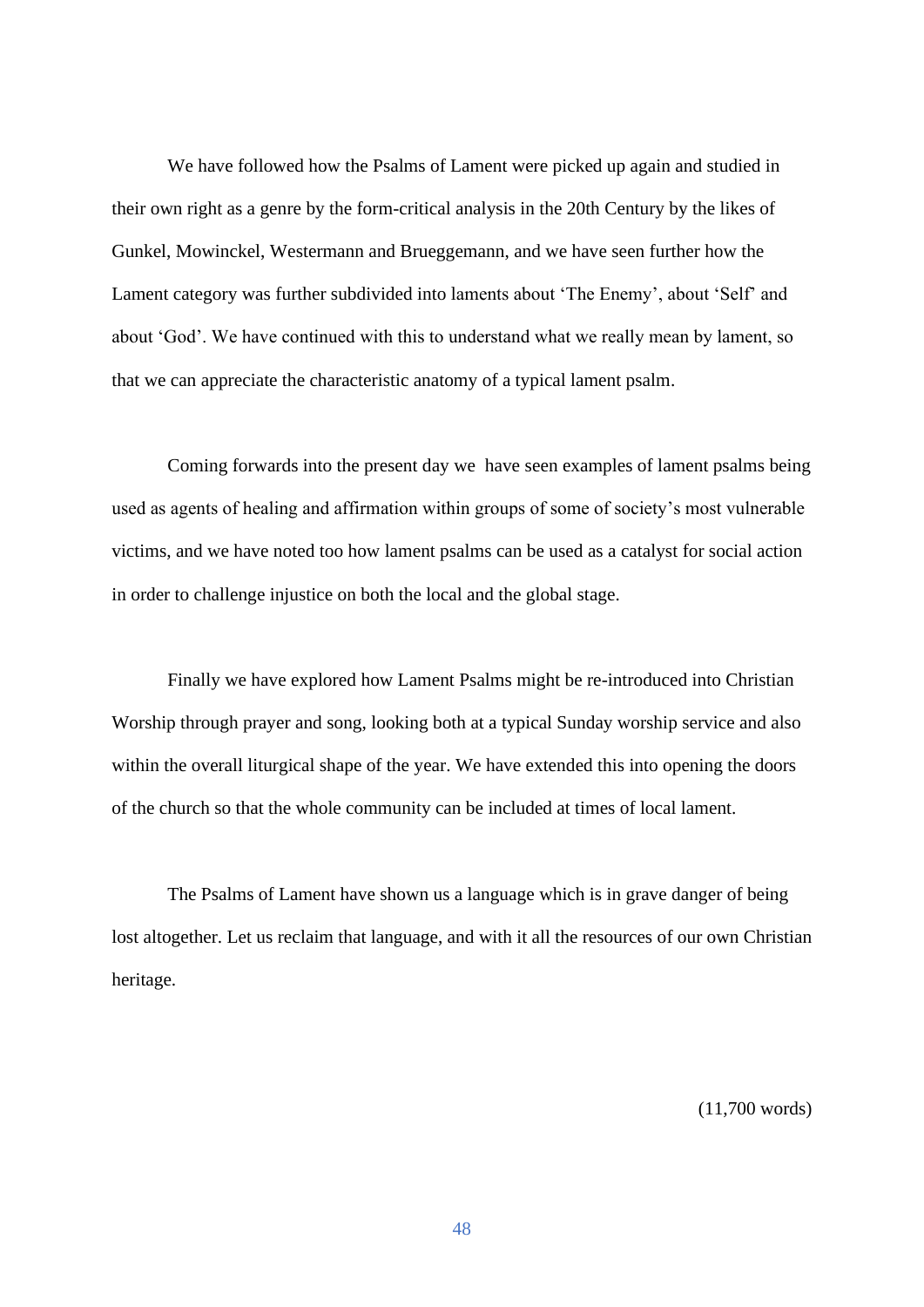We have followed how the Psalms of Lament were picked up again and studied in their own right as a genre by the form-critical analysis in the 20th Century by the likes of Gunkel, Mowinckel, Westermann and Brueggemann, and we have seen further how the Lament category was further subdivided into laments about 'The Enemy', about 'Self' and about 'God'. We have continued with this to understand what we really mean by lament, so that we can appreciate the characteristic anatomy of a typical lament psalm.

Coming forwards into the present day we have seen examples of lament psalms being used as agents of healing and affirmation within groups of some of society's most vulnerable victims, and we have noted too how lament psalms can be used as a catalyst for social action in order to challenge injustice on both the local and the global stage.

Finally we have explored how Lament Psalms might be re-introduced into Christian Worship through prayer and song, looking both at a typical Sunday worship service and also within the overall liturgical shape of the year. We have extended this into opening the doors of the church so that the whole community can be included at times of local lament.

The Psalms of Lament have shown us a language which is in grave danger of being lost altogether. Let us reclaim that language, and with it all the resources of our own Christian heritage.

(11,700 words)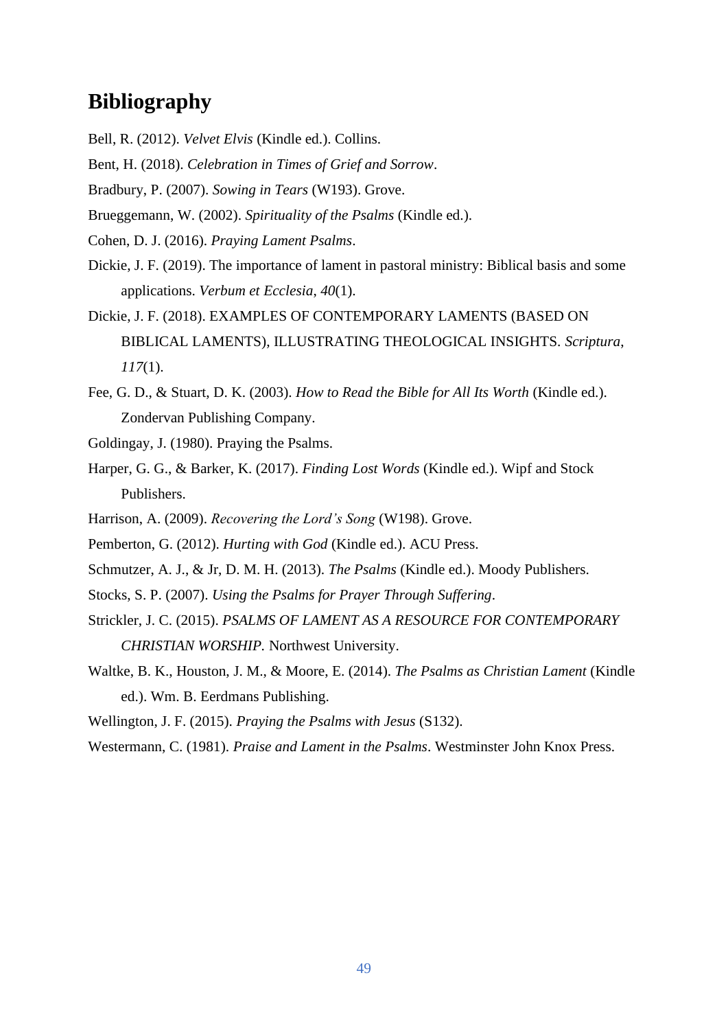# Bibliography

Bell, R. (2012). *Velvet Elvis* (Kindle ed.). Collins.

Bent, H. (2018). *Celebration in Times of Grief and Sorrow*.

Bradbury, P. (2007). *Sowing in Tears* (W193). Grove.

Brueggemann, W. (2002). *Spirituality of the Psalms* (Kindle ed.).

Cohen, D. J. (2016). *Praying Lament Psalms*.

Dickie, J. F. (2019). The importance of lament in pastoral ministry: Biblical basis and some applications. *Verbum et Ecclesia*, *40*(1).

Dickie, J. F. (2018). EXAMPLES OF CONTEMPORARY LAMENTS (BASED ON BIBLICAL LAMENTS), ILLUSTRATING THEOLOGICAL INSIGHTS. *Scriptura*, *117*(1).

Fee, G. D., & Stuart, D. K. (2003). *How to Read the Bible for All Its Worth* (Kindle ed.). Zondervan Publishing Company.

Goldingay, J. (1980). Praying the Psalms.

Harper, G. G., & Barker, K. (2017). *Finding Lost Words* (Kindle ed.). Wipf and Stock Publishers.

Harrison, A. (2009). *Recovering the Lord's Song* (W198). Grove.

Pemberton, G. (2012). *Hurting with God* (Kindle ed.). ACU Press.

Schmutzer, A. J., & Jr, D. M. H. (2013). *The Psalms* (Kindle ed.). Moody Publishers.

Stocks, S. P. (2007). *Using the Psalms for Prayer Through Suffering*.

Strickler, J. C. (2015). *PSALMS OF LAMENT AS A RESOURCE FOR CONTEMPORARY CHRISTIAN WORSHIP.* Northwest University.

Waltke, B. K., Houston, J. M., & Moore, E. (2014). *The Psalms as Christian Lament* (Kindle ed.). Wm. B. Eerdmans Publishing.

Wellington, J. F. (2015). *Praying the Psalms with Jesus* (S132).

Westermann, C. (1981). *Praise and Lament in the Psalms*. Westminster John Knox Press.